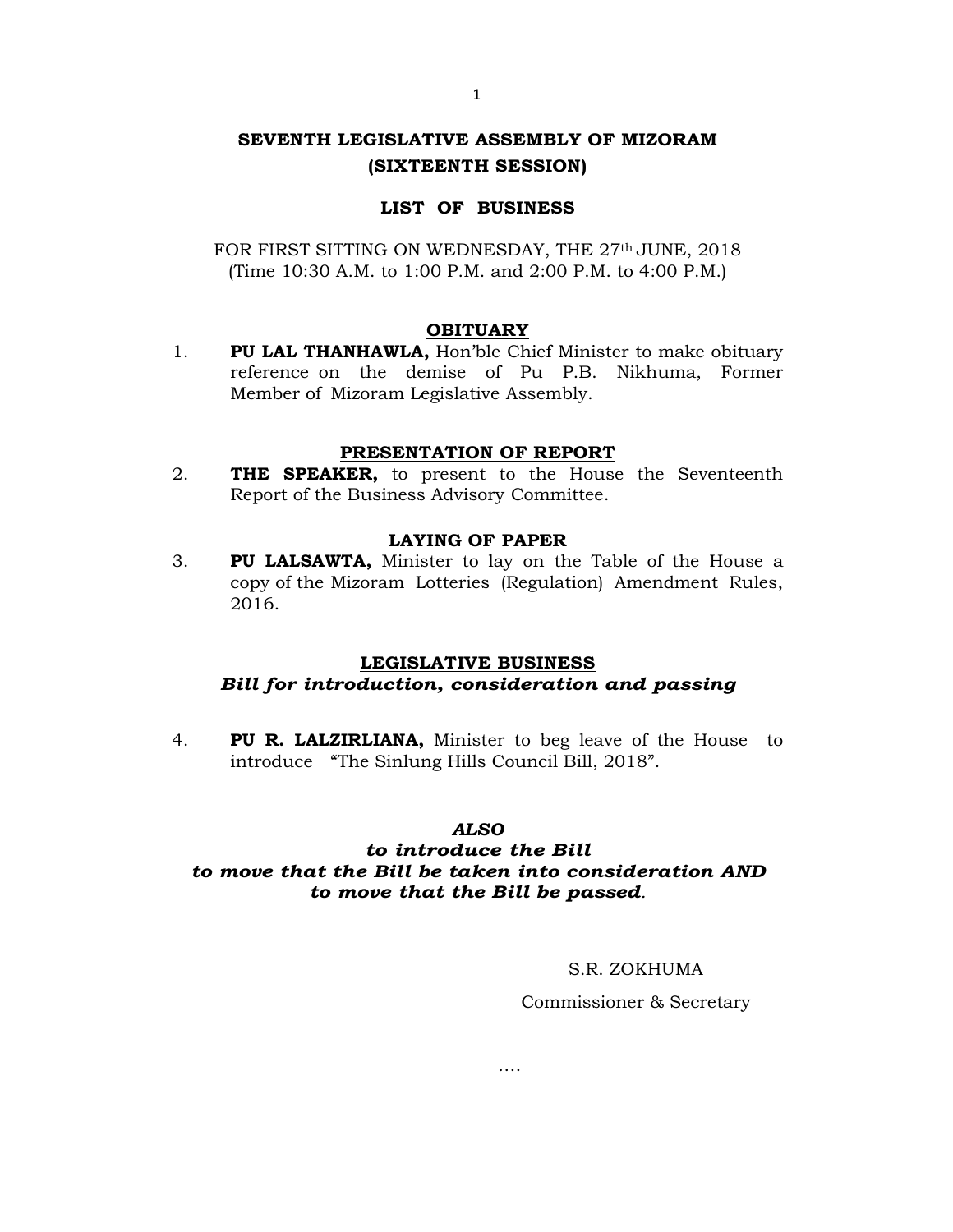# SEVENTH LEGISLATIVE ASSEMBLY OF MIZORAM
## (SIXTEENTH SESSION)

### LIST OF BUSINESS

FOR FIRST SITTING ON WEDNESDAY, THE 27th JUNE, 2018
(Time 10:30 A.M. to 1:00 P.M. and 2:00 P.M. to 4:00 P.M.)

#### OBITUARY

1. **PU LAL THANHAWLA,** Hon'ble Chief Minister to make obituary reference on the demise of Pu P.B. Nikhuma, Former Member of Mizoram Legislative Assembly.

#### PRESENTATION OF REPORT

2. **THE SPEAKER,** to present to the House the Seventeenth Report of the Business Advisory Committee.

#### LAYING OF PAPER

3. **PU LALSAWTA,** Minister to lay on the Table of the House a copy of the Mizoram Lotteries (Regulation) Amendment Rules, 2016.

#### LEGISLATIVE BUSINESS

***Bill for introduction, consideration and passing***

4. **PU R. LALZIRLIANA,** Minister to beg leave of the House to introduce "The Sinlung Hills Council Bill, 2018".

***ALSO***
***to introduce the Bill***
***to move that the Bill be taken into consideration AND***
***to move that the Bill be passed.***

S.R. ZOKHUMA

Commissioner & Secretary

....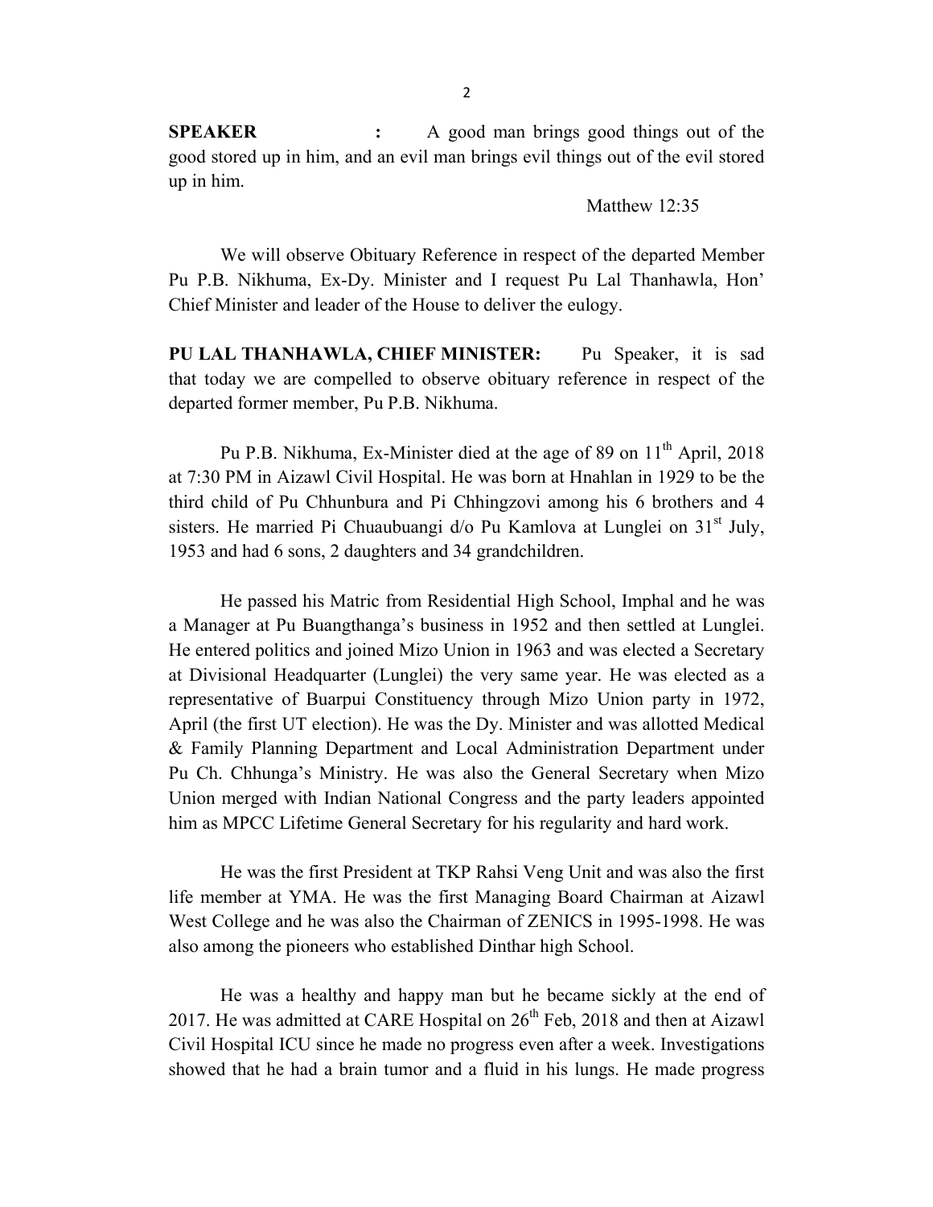**SPEAKER :** A good man brings good things out of the good stored up in him, and an evil man brings evil things out of the evil stored up in him.

Matthew 12:35

We will observe Obituary Reference in respect of the departed Member Pu P.B. Nikhuma, Ex-Dy. Minister and I request Pu Lal Thanhawla, Hon' Chief Minister and leader of the House to deliver the eulogy.

**PU LAL THANHAWLA, CHIEF MINISTER:** Pu Speaker, it is sad that today we are compelled to observe obituary reference in respect of the departed former member, Pu P.B. Nikhuma.

Pu P.B. Nikhuma, Ex-Minister died at the age of 89 on 11th April, 2018 at 7:30 PM in Aizawl Civil Hospital. He was born at Hnahlan in 1929 to be the third child of Pu Chhunbura and Pi Chhingzovi among his 6 brothers and 4 sisters. He married Pi Chuaubuangi d/o Pu Kamlova at Lunglei on 31st July, 1953 and had 6 sons, 2 daughters and 34 grandchildren.

He passed his Matric from Residential High School, Imphal and he was a Manager at Pu Buangthanga's business in 1952 and then settled at Lunglei. He entered politics and joined Mizo Union in 1963 and was elected a Secretary at Divisional Headquarter (Lunglei) the very same year. He was elected as a representative of Buarpui Constituency through Mizo Union party in 1972, April (the first UT election). He was the Dy. Minister and was allotted Medical & Family Planning Department and Local Administration Department under Pu Ch. Chhunga's Ministry. He was also the General Secretary when Mizo Union merged with Indian National Congress and the party leaders appointed him as MPCC Lifetime General Secretary for his regularity and hard work.

He was the first President at TKP Rahsi Veng Unit and was also the first life member at YMA. He was the first Managing Board Chairman at Aizawl West College and he was also the Chairman of ZENICS in 1995-1998. He was also among the pioneers who established Dinthar high School.

He was a healthy and happy man but he became sickly at the end of 2017. He was admitted at CARE Hospital on 26th Feb, 2018 and then at Aizawl Civil Hospital ICU since he made no progress even after a week. Investigations showed that he had a brain tumor and a fluid in his lungs. He made progress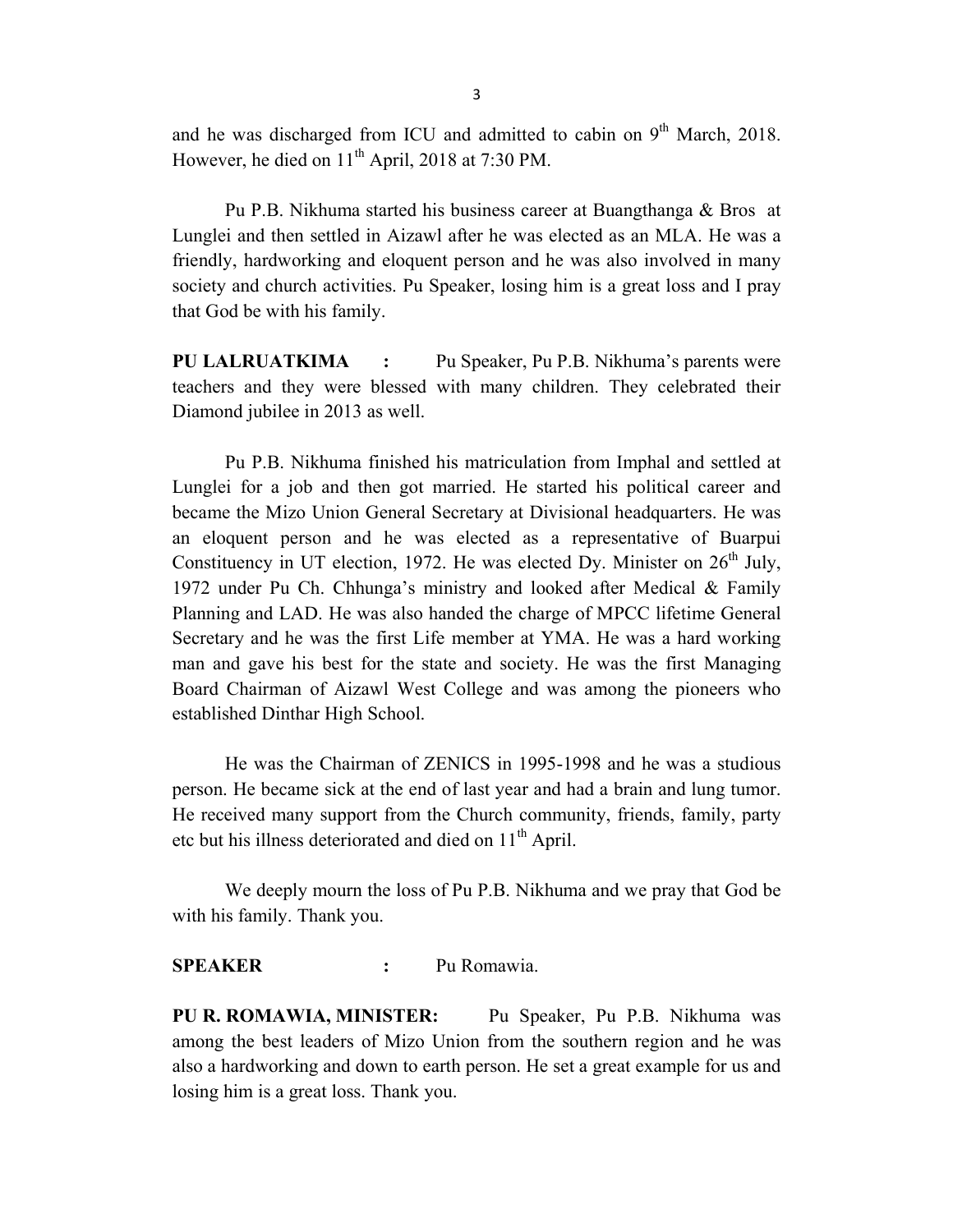and he was discharged from ICU and admitted to cabin on 9th March, 2018. However, he died on 11th April, 2018 at 7:30 PM.

Pu P.B. Nikhuma started his business career at Buangthanga & Bros at Lunglei and then settled in Aizawl after he was elected as an MLA. He was a friendly, hardworking and eloquent person and he was also involved in many society and church activities. Pu Speaker, losing him is a great loss and I pray that God be with his family.

**PU LALRUATKIMA :** Pu Speaker, Pu P.B. Nikhuma's parents were teachers and they were blessed with many children. They celebrated their Diamond jubilee in 2013 as well.

Pu P.B. Nikhuma finished his matriculation from Imphal and settled at Lunglei for a job and then got married. He started his political career and became the Mizo Union General Secretary at Divisional headquarters. He was an eloquent person and he was elected as a representative of Buarpui Constituency in UT election, 1972. He was elected Dy. Minister on 26th July, 1972 under Pu Ch. Chhunga's ministry and looked after Medical & Family Planning and LAD. He was also handed the charge of MPCC lifetime General Secretary and he was the first Life member at YMA. He was a hard working man and gave his best for the state and society. He was the first Managing Board Chairman of Aizawl West College and was among the pioneers who established Dinthar High School.

He was the Chairman of ZENICS in 1995-1998 and he was a studious person. He became sick at the end of last year and had a brain and lung tumor. He received many support from the Church community, friends, family, party etc but his illness deteriorated and died on 11th April.

We deeply mourn the loss of Pu P.B. Nikhuma and we pray that God be with his family. Thank you.

**SPEAKER :** Pu Romawia.

**PU R. ROMAWIA, MINISTER:** Pu Speaker, Pu P.B. Nikhuma was among the best leaders of Mizo Union from the southern region and he was also a hardworking and down to earth person. He set a great example for us and losing him is a great loss. Thank you.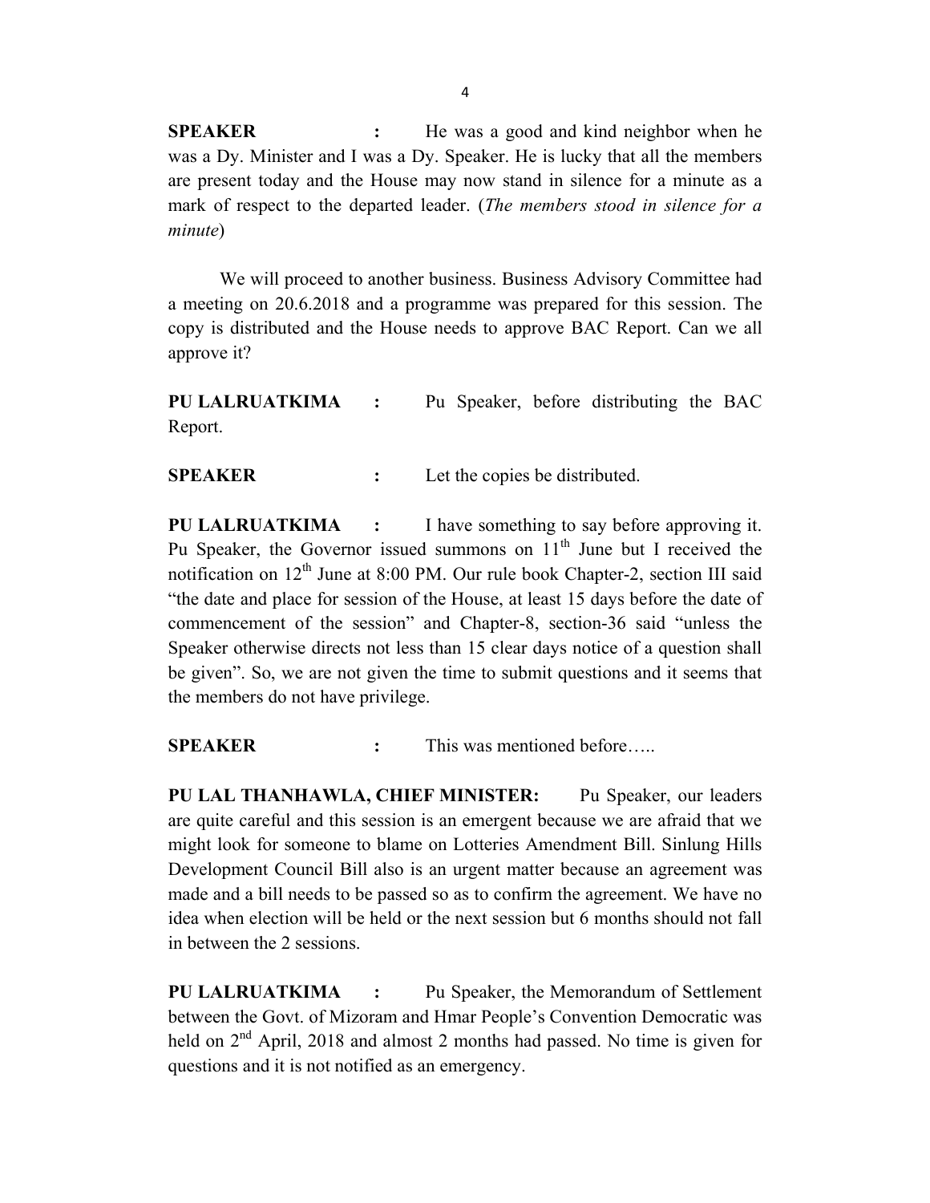**SPEAKER :** He was a good and kind neighbor when he was a Dy. Minister and I was a Dy. Speaker. He is lucky that all the members are present today and the House may now stand in silence for a minute as a mark of respect to the departed leader. (*The members stood in silence for a minute*)

We will proceed to another business. Business Advisory Committee had a meeting on 20.6.2018 and a programme was prepared for this session. The copy is distributed and the House needs to approve BAC Report. Can we all approve it?

**PU LALRUATKIMA :** Pu Speaker, before distributing the BAC Report.

**SPEAKER :** Let the copies be distributed.

**PU LALRUATKIMA :** I have something to say before approving it. Pu Speaker, the Governor issued summons on 11th June but I received the notification on 12th June at 8:00 PM. Our rule book Chapter-2, section III said "the date and place for session of the House, at least 15 days before the date of commencement of the session" and Chapter-8, section-36 said "unless the Speaker otherwise directs not less than 15 clear days notice of a question shall be given". So, we are not given the time to submit questions and it seems that the members do not have privilege.

**SPEAKER :** This was mentioned before…..

**PU LAL THANHAWLA, CHIEF MINISTER:** Pu Speaker, our leaders are quite careful and this session is an emergent because we are afraid that we might look for someone to blame on Lotteries Amendment Bill. Sinlung Hills Development Council Bill also is an urgent matter because an agreement was made and a bill needs to be passed so as to confirm the agreement. We have no idea when election will be held or the next session but 6 months should not fall in between the 2 sessions.

**PU LALRUATKIMA :** Pu Speaker, the Memorandum of Settlement between the Govt. of Mizoram and Hmar People's Convention Democratic was held on 2nd April, 2018 and almost 2 months had passed. No time is given for questions and it is not notified as an emergency.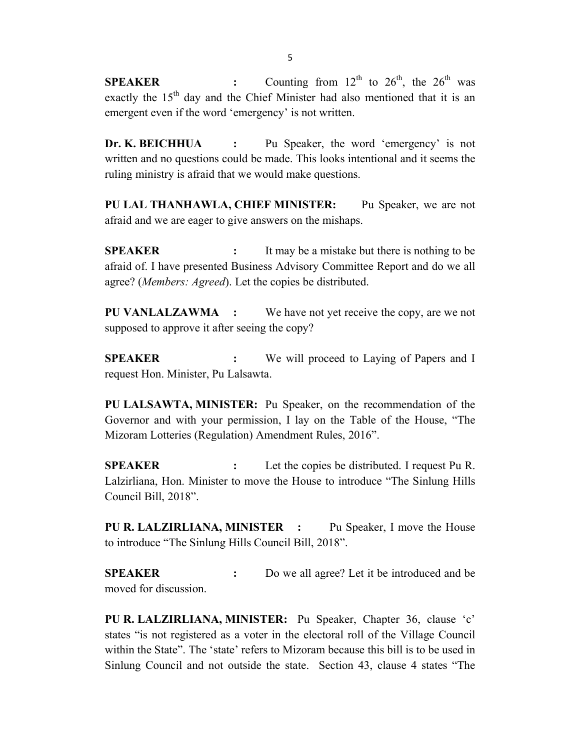**SPEAKER :** Counting from 12th to 26th, the 26th was exactly the 15th day and the Chief Minister had also mentioned that it is an emergent even if the word 'emergency' is not written.

**Dr. K. BEICHHUA :** Pu Speaker, the word 'emergency' is not written and no questions could be made. This looks intentional and it seems the ruling ministry is afraid that we would make questions.

**PU LAL THANHAWLA, CHIEF MINISTER:** Pu Speaker, we are not afraid and we are eager to give answers on the mishaps.

**SPEAKER :** It may be a mistake but there is nothing to be afraid of. I have presented Business Advisory Committee Report and do we all agree? (*Members: Agreed*). Let the copies be distributed.

**PU VANLALZAWMA :** We have not yet receive the copy, are we not supposed to approve it after seeing the copy?

**SPEAKER :** We will proceed to Laying of Papers and I request Hon. Minister, Pu Lalsawta.

**PU LALSAWTA, MINISTER:** Pu Speaker, on the recommendation of the Governor and with your permission, I lay on the Table of the House, "The Mizoram Lotteries (Regulation) Amendment Rules, 2016".

**SPEAKER :** Let the copies be distributed. I request Pu R. Lalzirliana, Hon. Minister to move the House to introduce "The Sinlung Hills Council Bill, 2018".

**PU R. LALZIRLIANA, MINISTER :** Pu Speaker, I move the House to introduce "The Sinlung Hills Council Bill, 2018".

**SPEAKER :** Do we all agree? Let it be introduced and be moved for discussion.

**PU R. LALZIRLIANA, MINISTER:** Pu Speaker, Chapter 36, clause 'c' states "is not registered as a voter in the electoral roll of the Village Council within the State". The 'state' refers to Mizoram because this bill is to be used in Sinlung Council and not outside the state. Section 43, clause 4 states "The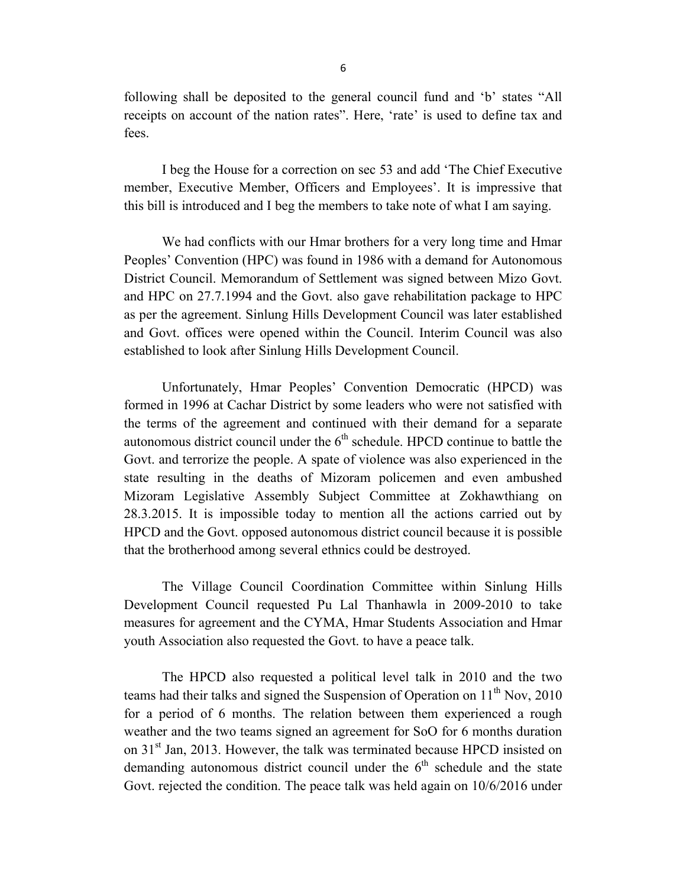following shall be deposited to the general council fund and 'b' states "All receipts on account of the nation rates". Here, 'rate' is used to define tax and fees.

I beg the House for a correction on sec 53 and add 'The Chief Executive member, Executive Member, Officers and Employees'. It is impressive that this bill is introduced and I beg the members to take note of what I am saying.

We had conflicts with our Hmar brothers for a very long time and Hmar Peoples' Convention (HPC) was found in 1986 with a demand for Autonomous District Council. Memorandum of Settlement was signed between Mizo Govt. and HPC on 27.7.1994 and the Govt. also gave rehabilitation package to HPC as per the agreement. Sinlung Hills Development Council was later established and Govt. offices were opened within the Council. Interim Council was also established to look after Sinlung Hills Development Council.

Unfortunately, Hmar Peoples' Convention Democratic (HPCD) was formed in 1996 at Cachar District by some leaders who were not satisfied with the terms of the agreement and continued with their demand for a separate autonomous district council under the 6th schedule. HPCD continue to battle the Govt. and terrorize the people. A spate of violence was also experienced in the state resulting in the deaths of Mizoram policemen and even ambushed Mizoram Legislative Assembly Subject Committee at Zokhawthiang on 28.3.2015. It is impossible today to mention all the actions carried out by HPCD and the Govt. opposed autonomous district council because it is possible that the brotherhood among several ethnics could be destroyed.

The Village Council Coordination Committee within Sinlung Hills Development Council requested Pu Lal Thanhawla in 2009-2010 to take measures for agreement and the CYMA, Hmar Students Association and Hmar youth Association also requested the Govt. to have a peace talk.

The HPCD also requested a political level talk in 2010 and the two teams had their talks and signed the Suspension of Operation on 11th Nov, 2010 for a period of 6 months. The relation between them experienced a rough weather and the two teams signed an agreement for SoO for 6 months duration on 31st Jan, 2013. However, the talk was terminated because HPCD insisted on demanding autonomous district council under the 6th schedule and the state Govt. rejected the condition. The peace talk was held again on 10/6/2016 under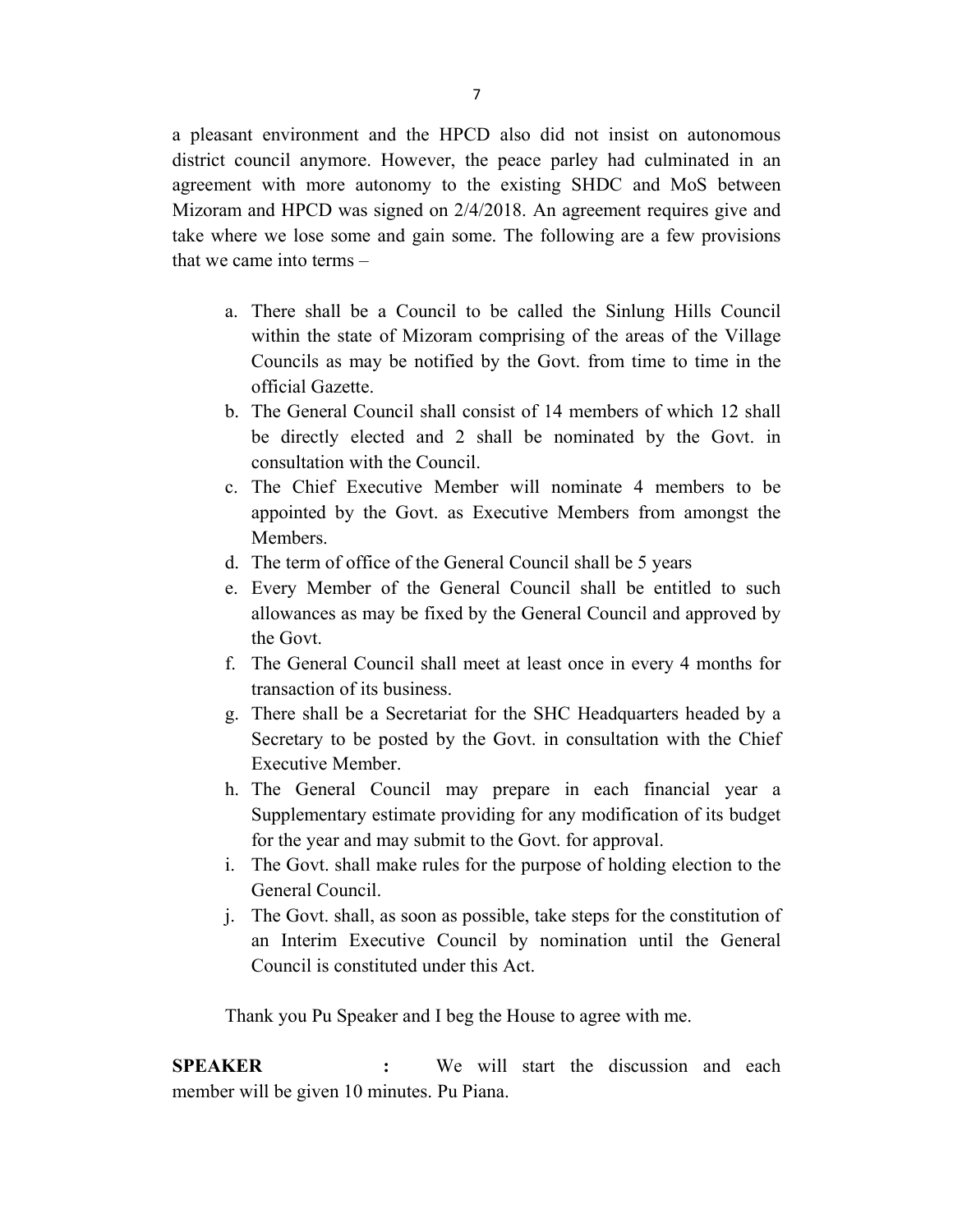a pleasant environment and the HPCD also did not insist on autonomous district council anymore. However, the peace parley had culminated in an agreement with more autonomy to the existing SHDC and MoS between Mizoram and HPCD was signed on 2/4/2018. An agreement requires give and take where we lose some and gain some. The following are a few provisions that we came into terms –

a. There shall be a Council to be called the Sinlung Hills Council within the state of Mizoram comprising of the areas of the Village Councils as may be notified by the Govt. from time to time in the official Gazette.
b. The General Council shall consist of 14 members of which 12 shall be directly elected and 2 shall be nominated by the Govt. in consultation with the Council.
c. The Chief Executive Member will nominate 4 members to be appointed by the Govt. as Executive Members from amongst the Members.
d. The term of office of the General Council shall be 5 years
e. Every Member of the General Council shall be entitled to such allowances as may be fixed by the General Council and approved by the Govt.
f. The General Council shall meet at least once in every 4 months for transaction of its business.
g. There shall be a Secretariat for the SHC Headquarters headed by a Secretary to be posted by the Govt. in consultation with the Chief Executive Member.
h. The General Council may prepare in each financial year a Supplementary estimate providing for any modification of its budget for the year and may submit to the Govt. for approval.
i. The Govt. shall make rules for the purpose of holding election to the General Council.
j. The Govt. shall, as soon as possible, take steps for the constitution of an Interim Executive Council by nomination until the General Council is constituted under this Act.

Thank you Pu Speaker and I beg the House to agree with me.

**SPEAKER** : We will start the discussion and each member will be given 10 minutes. Pu Piana.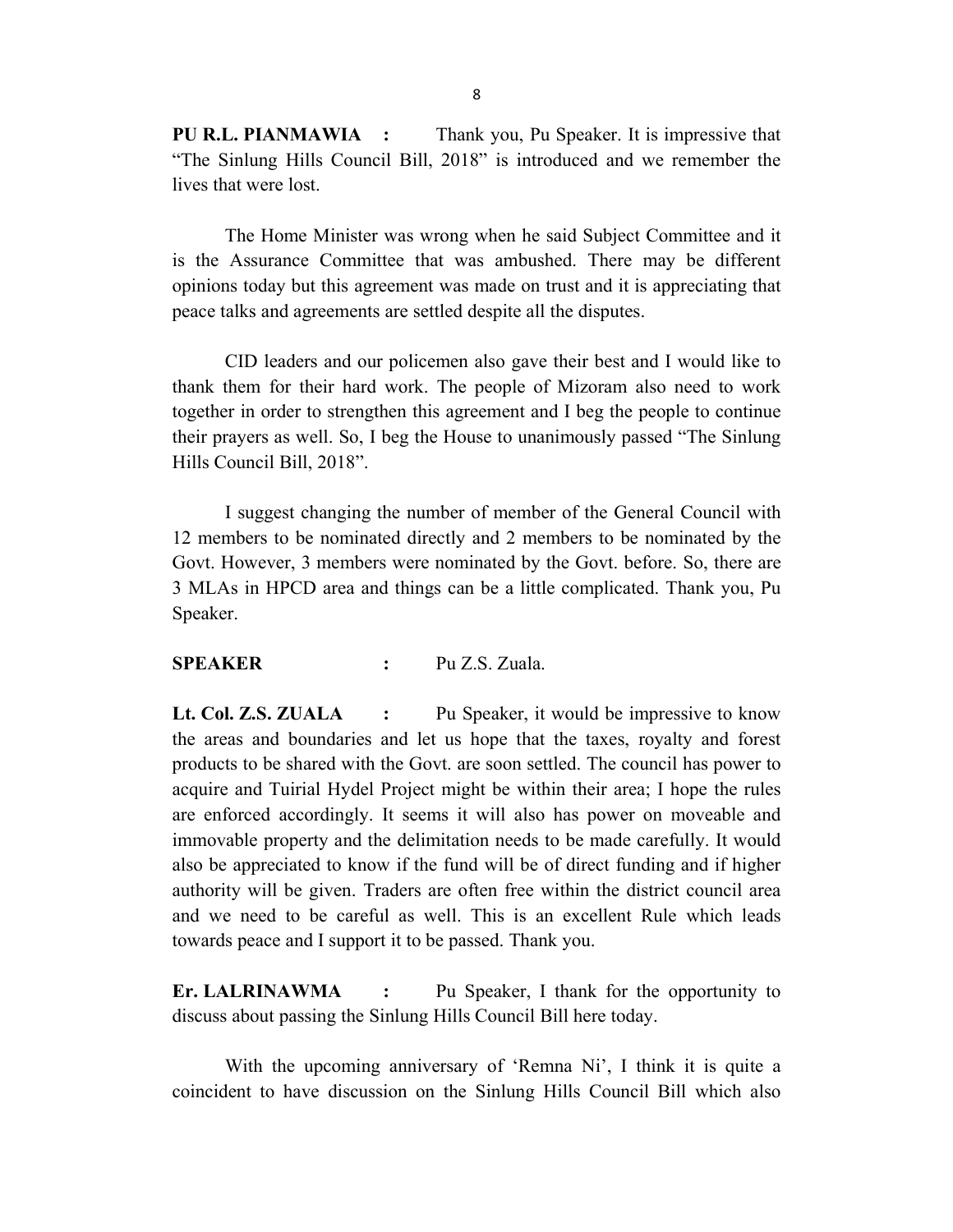**PU R.L. PIANMAWIA :** Thank you, Pu Speaker. It is impressive that "The Sinlung Hills Council Bill, 2018" is introduced and we remember the lives that were lost.

The Home Minister was wrong when he said Subject Committee and it is the Assurance Committee that was ambushed. There may be different opinions today but this agreement was made on trust and it is appreciating that peace talks and agreements are settled despite all the disputes.

CID leaders and our policemen also gave their best and I would like to thank them for their hard work. The people of Mizoram also need to work together in order to strengthen this agreement and I beg the people to continue their prayers as well. So, I beg the House to unanimously passed "The Sinlung Hills Council Bill, 2018".

I suggest changing the number of member of the General Council with 12 members to be nominated directly and 2 members to be nominated by the Govt. However, 3 members were nominated by the Govt. before. So, there are 3 MLAs in HPCD area and things can be a little complicated. Thank you, Pu Speaker.

**SPEAKER :** Pu Z.S. Zuala.

**Lt. Col. Z.S. ZUALA :** Pu Speaker, it would be impressive to know the areas and boundaries and let us hope that the taxes, royalty and forest products to be shared with the Govt. are soon settled. The council has power to acquire and Tuirial Hydel Project might be within their area; I hope the rules are enforced accordingly. It seems it will also has power on moveable and immovable property and the delimitation needs to be made carefully. It would also be appreciated to know if the fund will be of direct funding and if higher authority will be given. Traders are often free within the district council area and we need to be careful as well. This is an excellent Rule which leads towards peace and I support it to be passed. Thank you.

**Er. LALRINAWMA :** Pu Speaker, I thank for the opportunity to discuss about passing the Sinlung Hills Council Bill here today.

With the upcoming anniversary of 'Remna Ni', I think it is quite a coincident to have discussion on the Sinlung Hills Council Bill which also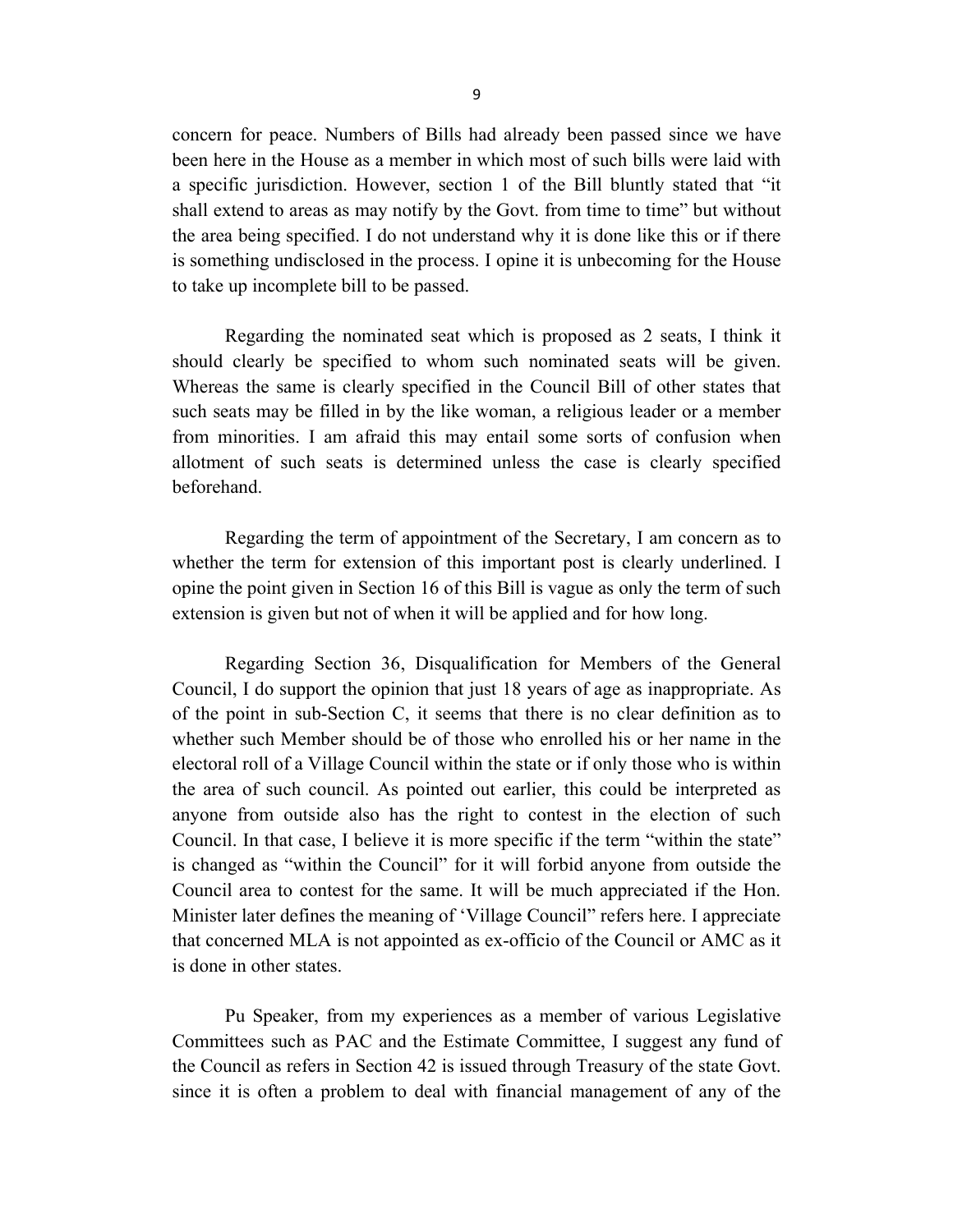concern for peace. Numbers of Bills had already been passed since we have been here in the House as a member in which most of such bills were laid with a specific jurisdiction. However, section 1 of the Bill bluntly stated that "it shall extend to areas as may notify by the Govt. from time to time" but without the area being specified. I do not understand why it is done like this or if there is something undisclosed in the process. I opine it is unbecoming for the House to take up incomplete bill to be passed.

Regarding the nominated seat which is proposed as 2 seats, I think it should clearly be specified to whom such nominated seats will be given. Whereas the same is clearly specified in the Council Bill of other states that such seats may be filled in by the like woman, a religious leader or a member from minorities. I am afraid this may entail some sorts of confusion when allotment of such seats is determined unless the case is clearly specified beforehand.

Regarding the term of appointment of the Secretary, I am concern as to whether the term for extension of this important post is clearly underlined. I opine the point given in Section 16 of this Bill is vague as only the term of such extension is given but not of when it will be applied and for how long.

Regarding Section 36, Disqualification for Members of the General Council, I do support the opinion that just 18 years of age as inappropriate. As of the point in sub-Section C, it seems that there is no clear definition as to whether such Member should be of those who enrolled his or her name in the electoral roll of a Village Council within the state or if only those who is within the area of such council. As pointed out earlier, this could be interpreted as anyone from outside also has the right to contest in the election of such Council. In that case, I believe it is more specific if the term "within the state" is changed as "within the Council" for it will forbid anyone from outside the Council area to contest for the same. It will be much appreciated if the Hon. Minister later defines the meaning of 'Village Council" refers here. I appreciate that concerned MLA is not appointed as ex-officio of the Council or AMC as it is done in other states.

Pu Speaker, from my experiences as a member of various Legislative Committees such as PAC and the Estimate Committee, I suggest any fund of the Council as refers in Section 42 is issued through Treasury of the state Govt. since it is often a problem to deal with financial management of any of the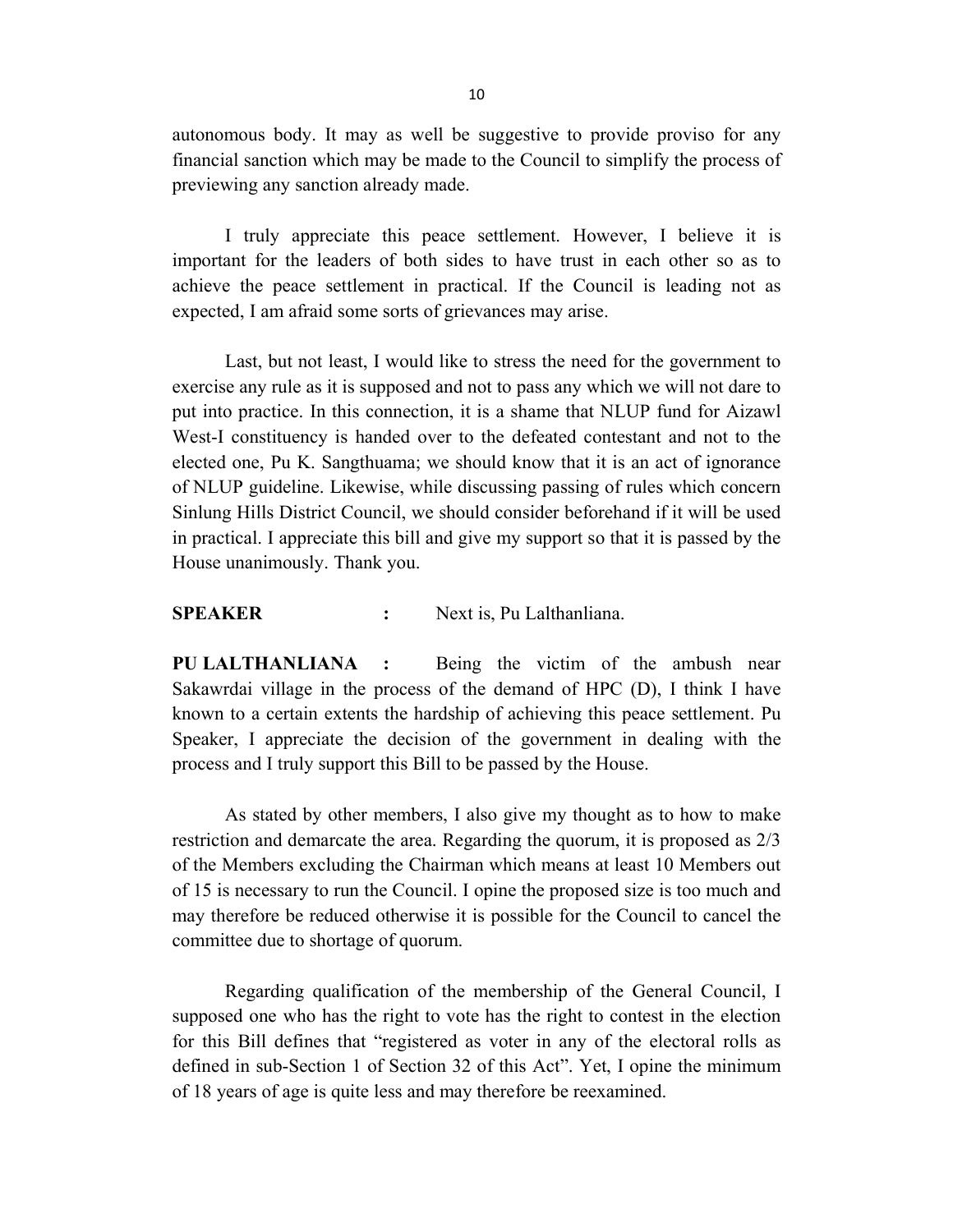autonomous body. It may as well be suggestive to provide proviso for any financial sanction which may be made to the Council to simplify the process of previewing any sanction already made.

I truly appreciate this peace settlement. However, I believe it is important for the leaders of both sides to have trust in each other so as to achieve the peace settlement in practical. If the Council is leading not as expected, I am afraid some sorts of grievances may arise.

Last, but not least, I would like to stress the need for the government to exercise any rule as it is supposed and not to pass any which we will not dare to put into practice. In this connection, it is a shame that NLUP fund for Aizawl West-I constituency is handed over to the defeated contestant and not to the elected one, Pu K. Sangthuama; we should know that it is an act of ignorance of NLUP guideline. Likewise, while discussing passing of rules which concern Sinlung Hills District Council, we should consider beforehand if it will be used in practical. I appreciate this bill and give my support so that it is passed by the House unanimously. Thank you.

**SPEAKER** : Next is, Pu Lalthanliana.

**PU LALTHANLIANA** : Being the victim of the ambush near Sakawrdai village in the process of the demand of HPC (D), I think I have known to a certain extents the hardship of achieving this peace settlement. Pu Speaker, I appreciate the decision of the government in dealing with the process and I truly support this Bill to be passed by the House.

As stated by other members, I also give my thought as to how to make restriction and demarcate the area. Regarding the quorum, it is proposed as 2/3 of the Members excluding the Chairman which means at least 10 Members out of 15 is necessary to run the Council. I opine the proposed size is too much and may therefore be reduced otherwise it is possible for the Council to cancel the committee due to shortage of quorum.

Regarding qualification of the membership of the General Council, I supposed one who has the right to vote has the right to contest in the election for this Bill defines that "registered as voter in any of the electoral rolls as defined in sub-Section 1 of Section 32 of this Act". Yet, I opine the minimum of 18 years of age is quite less and may therefore be reexamined.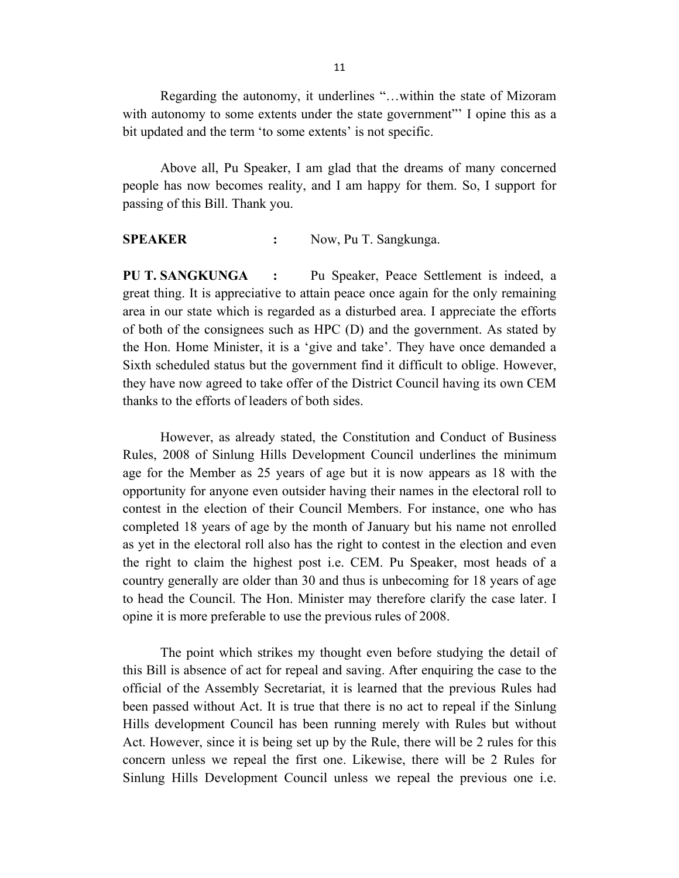Regarding the autonomy, it underlines "…within the state of Mizoram with autonomy to some extents under the state government"' I opine this as a bit updated and the term 'to some extents' is not specific.

Above all, Pu Speaker, I am glad that the dreams of many concerned people has now becomes reality, and I am happy for them. So, I support for passing of this Bill. Thank you.

**SPEAKER** **:** Now, Pu T. Sangkunga.

**PU T. SANGKUNGA** **:** Pu Speaker, Peace Settlement is indeed, a great thing. It is appreciative to attain peace once again for the only remaining area in our state which is regarded as a disturbed area. I appreciate the efforts of both of the consignees such as HPC (D) and the government. As stated by the Hon. Home Minister, it is a 'give and take'. They have once demanded a Sixth scheduled status but the government find it difficult to oblige. However, they have now agreed to take offer of the District Council having its own CEM thanks to the efforts of leaders of both sides.

However, as already stated, the Constitution and Conduct of Business Rules, 2008 of Sinlung Hills Development Council underlines the minimum age for the Member as 25 years of age but it is now appears as 18 with the opportunity for anyone even outsider having their names in the electoral roll to contest in the election of their Council Members. For instance, one who has completed 18 years of age by the month of January but his name not enrolled as yet in the electoral roll also has the right to contest in the election and even the right to claim the highest post i.e. CEM. Pu Speaker, most heads of a country generally are older than 30 and thus is unbecoming for 18 years of age to head the Council. The Hon. Minister may therefore clarify the case later. I opine it is more preferable to use the previous rules of 2008.

The point which strikes my thought even before studying the detail of this Bill is absence of act for repeal and saving. After enquiring the case to the official of the Assembly Secretariat, it is learned that the previous Rules had been passed without Act. It is true that there is no act to repeal if the Sinlung Hills development Council has been running merely with Rules but without Act. However, since it is being set up by the Rule, there will be 2 rules for this concern unless we repeal the first one. Likewise, there will be 2 Rules for Sinlung Hills Development Council unless we repeal the previous one i.e.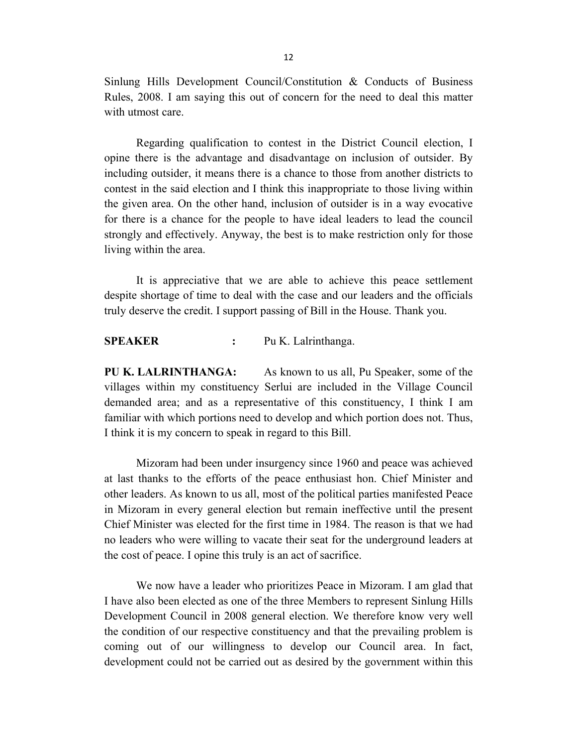Sinlung Hills Development Council/Constitution & Conducts of Business Rules, 2008. I am saying this out of concern for the need to deal this matter with utmost care.

Regarding qualification to contest in the District Council election, I opine there is the advantage and disadvantage on inclusion of outsider. By including outsider, it means there is a chance to those from another districts to contest in the said election and I think this inappropriate to those living within the given area. On the other hand, inclusion of outsider is in a way evocative for there is a chance for the people to have ideal leaders to lead the council strongly and effectively. Anyway, the best is to make restriction only for those living within the area.

It is appreciative that we are able to achieve this peace settlement despite shortage of time to deal with the case and our leaders and the officials truly deserve the credit. I support passing of Bill in the House. Thank you.

**SPEAKER** : Pu K. Lalrinthanga.

**PU K. LALRINTHANGA:** As known to us all, Pu Speaker, some of the villages within my constituency Serlui are included in the Village Council demanded area; and as a representative of this constituency, I think I am familiar with which portions need to develop and which portion does not. Thus, I think it is my concern to speak in regard to this Bill.

Mizoram had been under insurgency since 1960 and peace was achieved at last thanks to the efforts of the peace enthusiast hon. Chief Minister and other leaders. As known to us all, most of the political parties manifested Peace in Mizoram in every general election but remain ineffective until the present Chief Minister was elected for the first time in 1984. The reason is that we had no leaders who were willing to vacate their seat for the underground leaders at the cost of peace. I opine this truly is an act of sacrifice.

We now have a leader who prioritizes Peace in Mizoram. I am glad that I have also been elected as one of the three Members to represent Sinlung Hills Development Council in 2008 general election. We therefore know very well the condition of our respective constituency and that the prevailing problem is coming out of our willingness to develop our Council area. In fact, development could not be carried out as desired by the government within this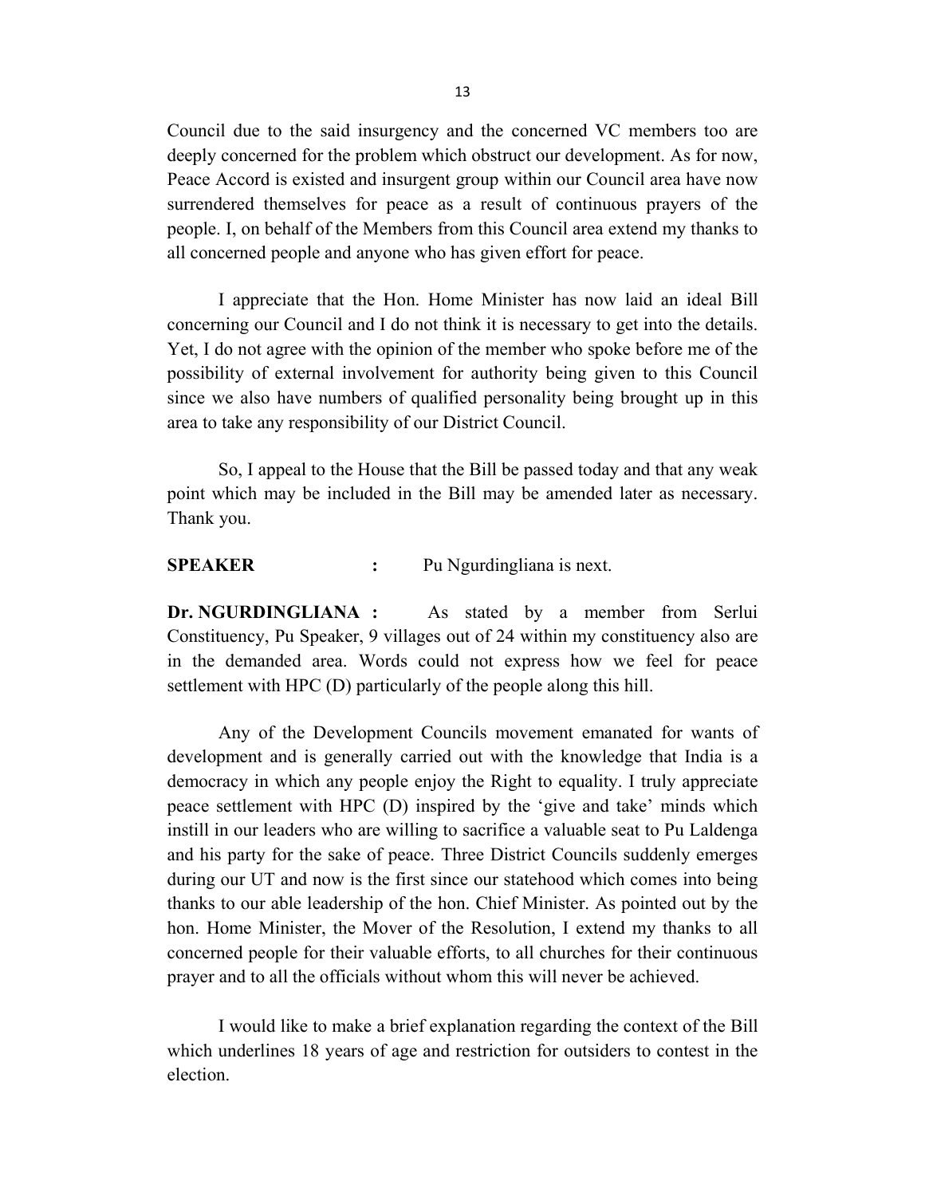Council due to the said insurgency and the concerned VC members too are deeply concerned for the problem which obstruct our development. As for now, Peace Accord is existed and insurgent group within our Council area have now surrendered themselves for peace as a result of continuous prayers of the people. I, on behalf of the Members from this Council area extend my thanks to all concerned people and anyone who has given effort for peace.

I appreciate that the Hon. Home Minister has now laid an ideal Bill concerning our Council and I do not think it is necessary to get into the details. Yet, I do not agree with the opinion of the member who spoke before me of the possibility of external involvement for authority being given to this Council since we also have numbers of qualified personality being brought up in this area to take any responsibility of our District Council.

So, I appeal to the House that the Bill be passed today and that any weak point which may be included in the Bill may be amended later as necessary. Thank you.

**SPEAKER :** Pu Ngurdingliana is next.

**Dr. NGURDINGLIANA :** As stated by a member from Serlui Constituency, Pu Speaker, 9 villages out of 24 within my constituency also are in the demanded area. Words could not express how we feel for peace settlement with HPC (D) particularly of the people along this hill.

Any of the Development Councils movement emanated for wants of development and is generally carried out with the knowledge that India is a democracy in which any people enjoy the Right to equality. I truly appreciate peace settlement with HPC (D) inspired by the 'give and take' minds which instill in our leaders who are willing to sacrifice a valuable seat to Pu Laldenga and his party for the sake of peace. Three District Councils suddenly emerges during our UT and now is the first since our statehood which comes into being thanks to our able leadership of the hon. Chief Minister. As pointed out by the hon. Home Minister, the Mover of the Resolution, I extend my thanks to all concerned people for their valuable efforts, to all churches for their continuous prayer and to all the officials without whom this will never be achieved.

I would like to make a brief explanation regarding the context of the Bill which underlines 18 years of age and restriction for outsiders to contest in the election.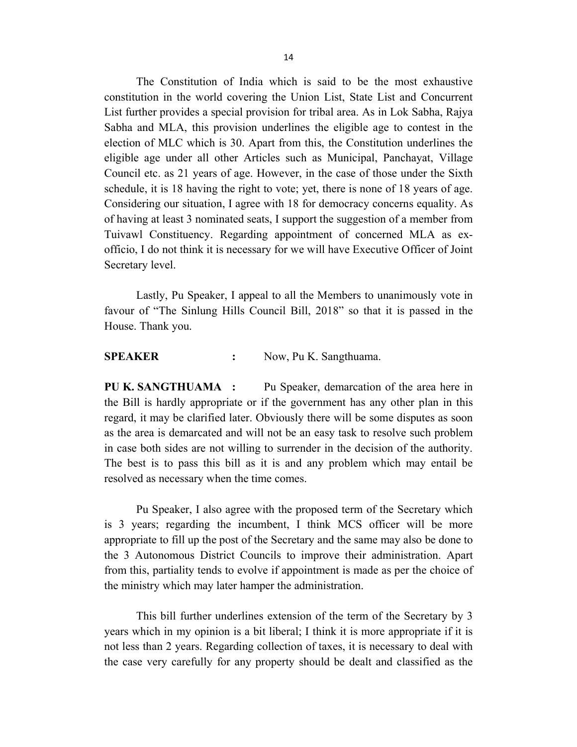The Constitution of India which is said to be the most exhaustive constitution in the world covering the Union List, State List and Concurrent List further provides a special provision for tribal area. As in Lok Sabha, Rajya Sabha and MLA, this provision underlines the eligible age to contest in the election of MLC which is 30. Apart from this, the Constitution underlines the eligible age under all other Articles such as Municipal, Panchayat, Village Council etc. as 21 years of age. However, in the case of those under the Sixth schedule, it is 18 having the right to vote; yet, there is none of 18 years of age. Considering our situation, I agree with 18 for democracy concerns equality. As of having at least 3 nominated seats, I support the suggestion of a member from Tuivawl Constituency. Regarding appointment of concerned MLA as ex-officio, I do not think it is necessary for we will have Executive Officer of Joint Secretary level.

Lastly, Pu Speaker, I appeal to all the Members to unanimously vote in favour of "The Sinlung Hills Council Bill, 2018" so that it is passed in the House. Thank you.

**SPEAKER :** Now, Pu K. Sangthuama.

**PU K. SANGTHUAMA :** Pu Speaker, demarcation of the area here in the Bill is hardly appropriate or if the government has any other plan in this regard, it may be clarified later. Obviously there will be some disputes as soon as the area is demarcated and will not be an easy task to resolve such problem in case both sides are not willing to surrender in the decision of the authority. The best is to pass this bill as it is and any problem which may entail be resolved as necessary when the time comes.

Pu Speaker, I also agree with the proposed term of the Secretary which is 3 years; regarding the incumbent, I think MCS officer will be more appropriate to fill up the post of the Secretary and the same may also be done to the 3 Autonomous District Councils to improve their administration. Apart from this, partiality tends to evolve if appointment is made as per the choice of the ministry which may later hamper the administration.

This bill further underlines extension of the term of the Secretary by 3 years which in my opinion is a bit liberal; I think it is more appropriate if it is not less than 2 years. Regarding collection of taxes, it is necessary to deal with the case very carefully for any property should be dealt and classified as the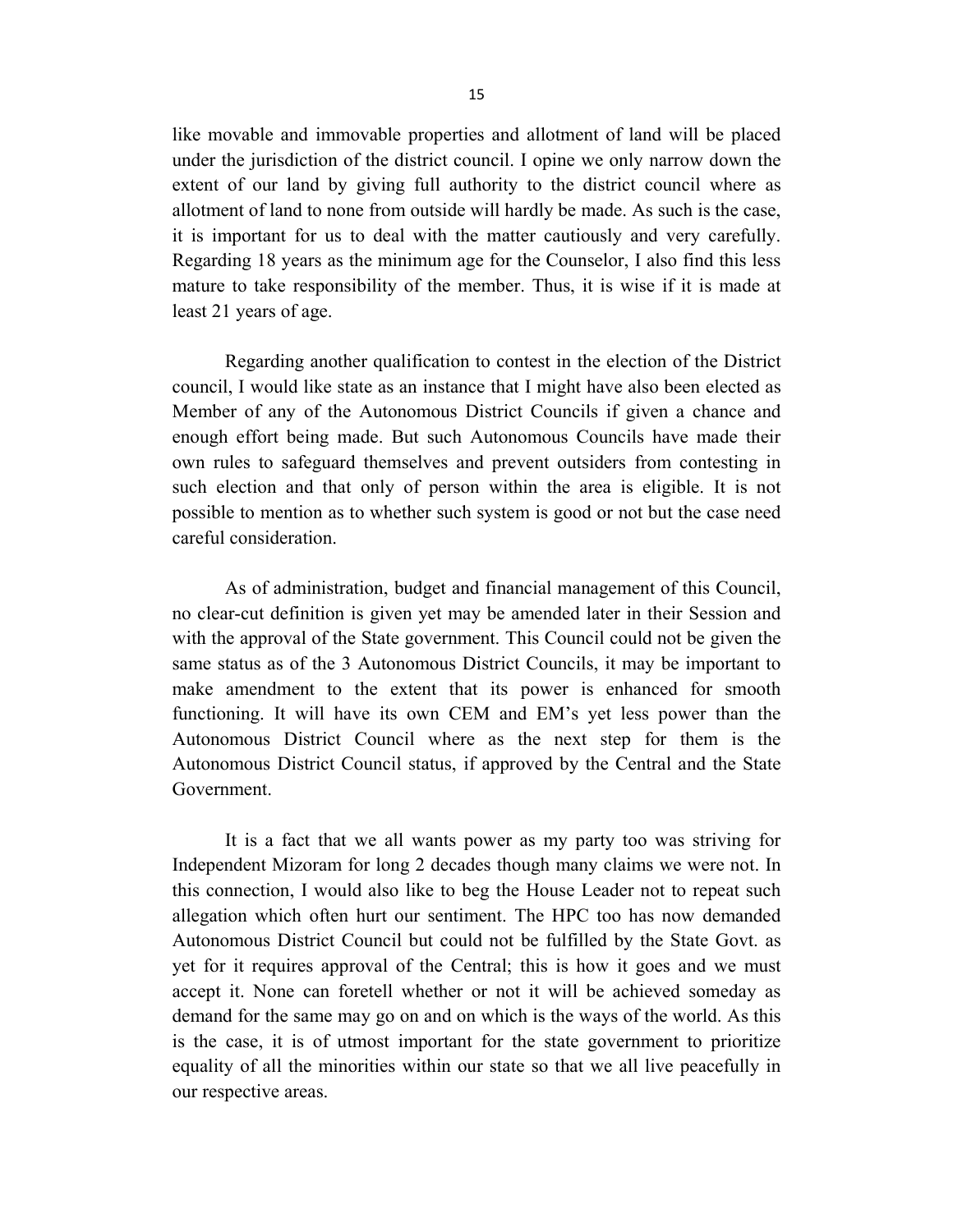like movable and immovable properties and allotment of land will be placed under the jurisdiction of the district council. I opine we only narrow down the extent of our land by giving full authority to the district council where as allotment of land to none from outside will hardly be made. As such is the case, it is important for us to deal with the matter cautiously and very carefully. Regarding 18 years as the minimum age for the Counselor, I also find this less mature to take responsibility of the member. Thus, it is wise if it is made at least 21 years of age.

Regarding another qualification to contest in the election of the District council, I would like state as an instance that I might have also been elected as Member of any of the Autonomous District Councils if given a chance and enough effort being made. But such Autonomous Councils have made their own rules to safeguard themselves and prevent outsiders from contesting in such election and that only of person within the area is eligible. It is not possible to mention as to whether such system is good or not but the case need careful consideration.

As of administration, budget and financial management of this Council, no clear-cut definition is given yet may be amended later in their Session and with the approval of the State government. This Council could not be given the same status as of the 3 Autonomous District Councils, it may be important to make amendment to the extent that its power is enhanced for smooth functioning. It will have its own CEM and EM's yet less power than the Autonomous District Council where as the next step for them is the Autonomous District Council status, if approved by the Central and the State Government.

It is a fact that we all wants power as my party too was striving for Independent Mizoram for long 2 decades though many claims we were not. In this connection, I would also like to beg the House Leader not to repeat such allegation which often hurt our sentiment. The HPC too has now demanded Autonomous District Council but could not be fulfilled by the State Govt. as yet for it requires approval of the Central; this is how it goes and we must accept it. None can foretell whether or not it will be achieved someday as demand for the same may go on and on which is the ways of the world. As this is the case, it is of utmost important for the state government to prioritize equality of all the minorities within our state so that we all live peacefully in our respective areas.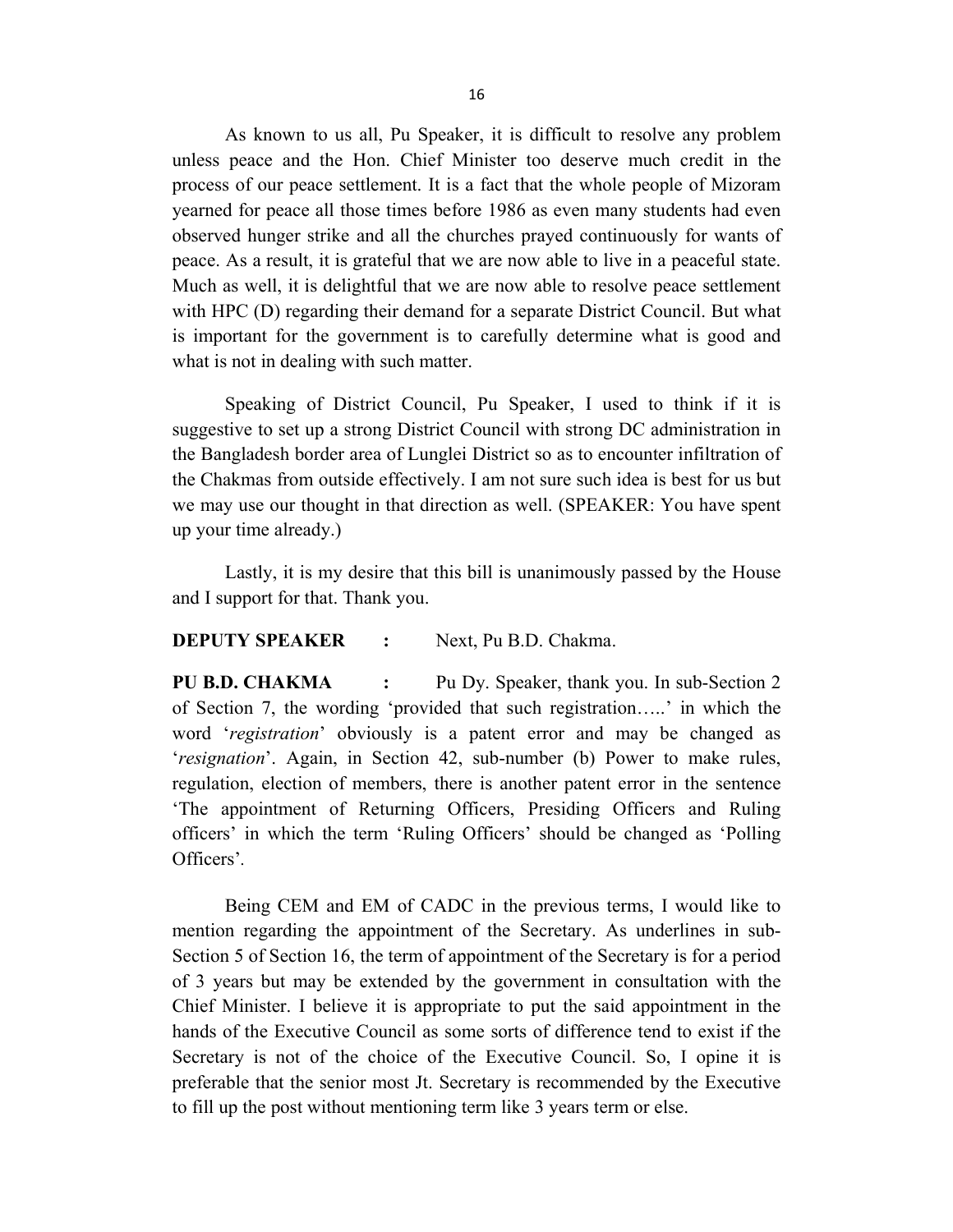As known to us all, Pu Speaker, it is difficult to resolve any problem unless peace and the Hon. Chief Minister too deserve much credit in the process of our peace settlement. It is a fact that the whole people of Mizoram yearned for peace all those times before 1986 as even many students had even observed hunger strike and all the churches prayed continuously for wants of peace. As a result, it is grateful that we are now able to live in a peaceful state. Much as well, it is delightful that we are now able to resolve peace settlement with HPC (D) regarding their demand for a separate District Council. But what is important for the government is to carefully determine what is good and what is not in dealing with such matter.

Speaking of District Council, Pu Speaker, I used to think if it is suggestive to set up a strong District Council with strong DC administration in the Bangladesh border area of Lunglei District so as to encounter infiltration of the Chakmas from outside effectively. I am not sure such idea is best for us but we may use our thought in that direction as well. (SPEAKER: You have spent up your time already.)

Lastly, it is my desire that this bill is unanimously passed by the House and I support for that. Thank you.

**DEPUTY SPEAKER :** Next, Pu B.D. Chakma.

**PU B.D. CHAKMA :** Pu Dy. Speaker, thank you. In sub-Section 2 of Section 7, the wording 'provided that such registration…..' in which the word '*registration*' obviously is a patent error and may be changed as '*resignation*'. Again, in Section 42, sub-number (b) Power to make rules, regulation, election of members, there is another patent error in the sentence 'The appointment of Returning Officers, Presiding Officers and Ruling officers' in which the term 'Ruling Officers' should be changed as 'Polling Officers'.

Being CEM and EM of CADC in the previous terms, I would like to mention regarding the appointment of the Secretary. As underlines in sub-Section 5 of Section 16, the term of appointment of the Secretary is for a period of 3 years but may be extended by the government in consultation with the Chief Minister. I believe it is appropriate to put the said appointment in the hands of the Executive Council as some sorts of difference tend to exist if the Secretary is not of the choice of the Executive Council. So, I opine it is preferable that the senior most Jt. Secretary is recommended by the Executive to fill up the post without mentioning term like 3 years term or else.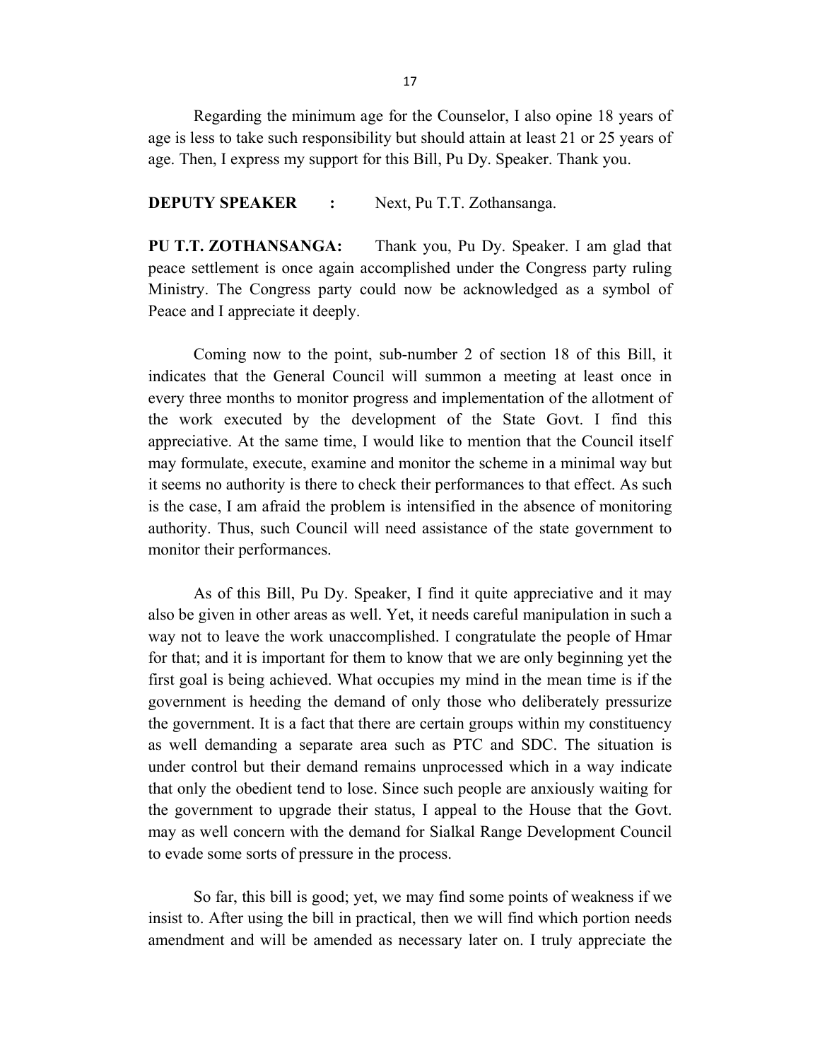Regarding the minimum age for the Counselor, I also opine 18 years of age is less to take such responsibility but should attain at least 21 or 25 years of age. Then, I express my support for this Bill, Pu Dy. Speaker. Thank you.

**DEPUTY SPEAKER :** Next, Pu T.T. Zothansanga.

**PU T.T. ZOTHANSANGA:** Thank you, Pu Dy. Speaker. I am glad that peace settlement is once again accomplished under the Congress party ruling Ministry. The Congress party could now be acknowledged as a symbol of Peace and I appreciate it deeply.

Coming now to the point, sub-number 2 of section 18 of this Bill, it indicates that the General Council will summon a meeting at least once in every three months to monitor progress and implementation of the allotment of the work executed by the development of the State Govt. I find this appreciative. At the same time, I would like to mention that the Council itself may formulate, execute, examine and monitor the scheme in a minimal way but it seems no authority is there to check their performances to that effect. As such is the case, I am afraid the problem is intensified in the absence of monitoring authority. Thus, such Council will need assistance of the state government to monitor their performances.

As of this Bill, Pu Dy. Speaker, I find it quite appreciative and it may also be given in other areas as well. Yet, it needs careful manipulation in such a way not to leave the work unaccomplished. I congratulate the people of Hmar for that; and it is important for them to know that we are only beginning yet the first goal is being achieved. What occupies my mind in the mean time is if the government is heeding the demand of only those who deliberately pressurize the government. It is a fact that there are certain groups within my constituency as well demanding a separate area such as PTC and SDC. The situation is under control but their demand remains unprocessed which in a way indicate that only the obedient tend to lose. Since such people are anxiously waiting for the government to upgrade their status, I appeal to the House that the Govt. may as well concern with the demand for Sialkal Range Development Council to evade some sorts of pressure in the process.

So far, this bill is good; yet, we may find some points of weakness if we insist to. After using the bill in practical, then we will find which portion needs amendment and will be amended as necessary later on. I truly appreciate the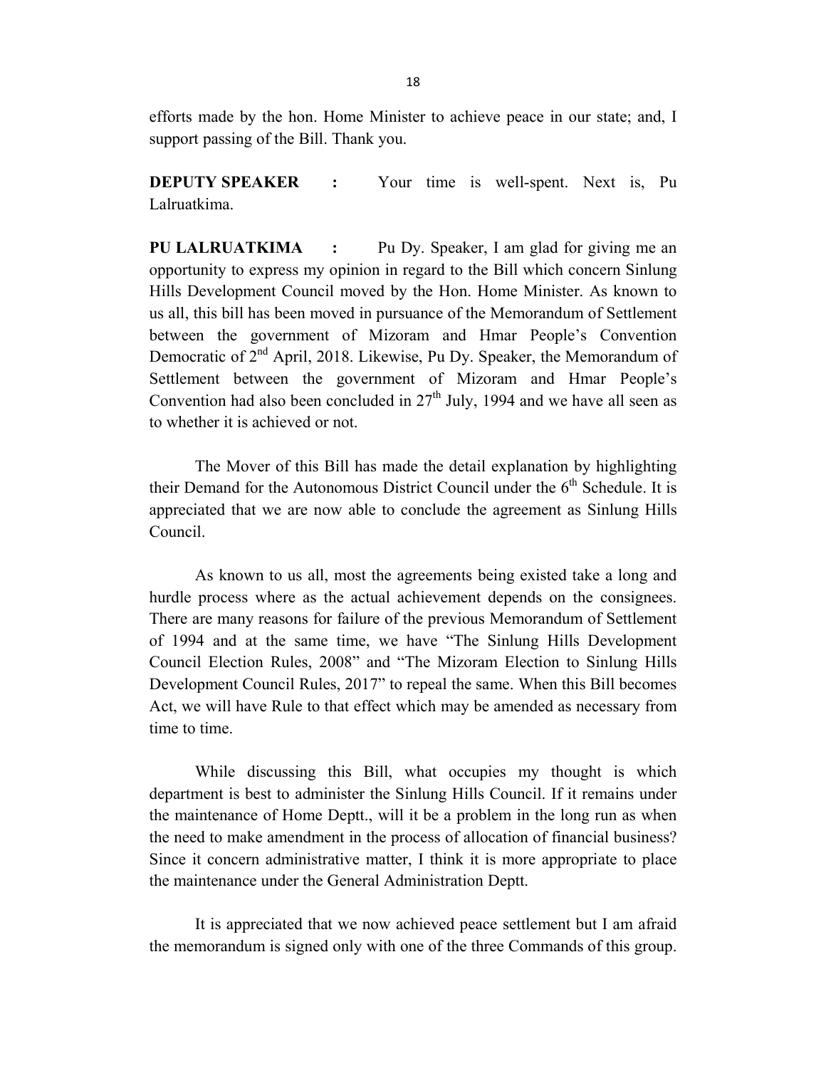efforts made by the hon. Home Minister to achieve peace in our state; and, I support passing of the Bill. Thank you.

**DEPUTY SPEAKER :** Your time is well-spent. Next is, Pu Lalruatkima.

**PU LALRUATKIMA :** Pu Dy. Speaker, I am glad for giving me an opportunity to express my opinion in regard to the Bill which concern Sinlung Hills Development Council moved by the Hon. Home Minister. As known to us all, this bill has been moved in pursuance of the Memorandum of Settlement between the government of Mizoram and Hmar People's Convention Democratic of 2nd April, 2018. Likewise, Pu Dy. Speaker, the Memorandum of Settlement between the government of Mizoram and Hmar People's Convention had also been concluded in 27th July, 1994 and we have all seen as to whether it is achieved or not.

The Mover of this Bill has made the detail explanation by highlighting their Demand for the Autonomous District Council under the 6th Schedule. It is appreciated that we are now able to conclude the agreement as Sinlung Hills Council.

As known to us all, most the agreements being existed take a long and hurdle process where as the actual achievement depends on the consignees. There are many reasons for failure of the previous Memorandum of Settlement of 1994 and at the same time, we have "The Sinlung Hills Development Council Election Rules, 2008" and "The Mizoram Election to Sinlung Hills Development Council Rules, 2017" to repeal the same. When this Bill becomes Act, we will have Rule to that effect which may be amended as necessary from time to time.

While discussing this Bill, what occupies my thought is which department is best to administer the Sinlung Hills Council. If it remains under the maintenance of Home Deptt., will it be a problem in the long run as when the need to make amendment in the process of allocation of financial business? Since it concern administrative matter, I think it is more appropriate to place the maintenance under the General Administration Deptt.

It is appreciated that we now achieved peace settlement but I am afraid the memorandum is signed only with one of the three Commands of this group.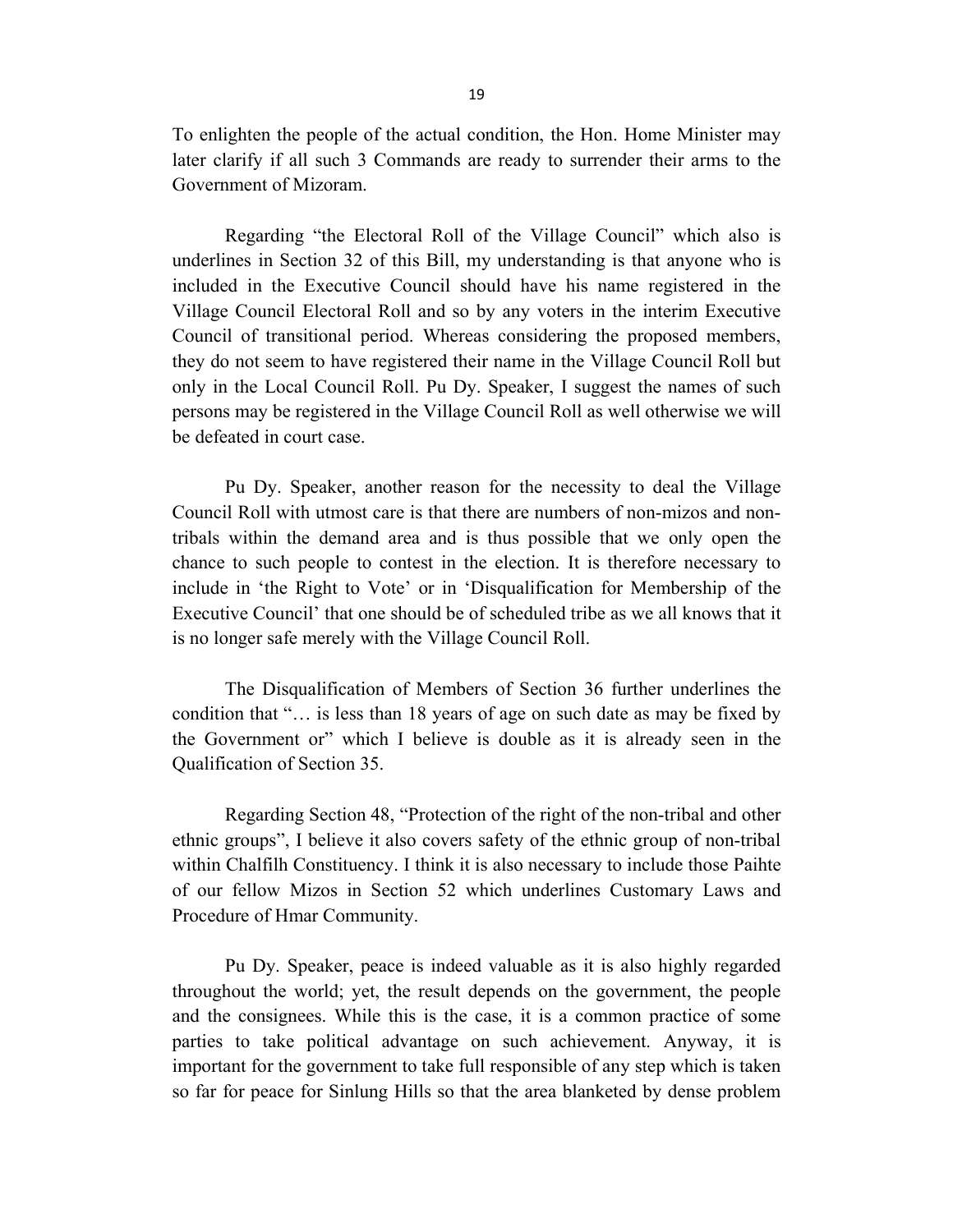To enlighten the people of the actual condition, the Hon. Home Minister may later clarify if all such 3 Commands are ready to surrender their arms to the Government of Mizoram.

Regarding "the Electoral Roll of the Village Council" which also is underlines in Section 32 of this Bill, my understanding is that anyone who is included in the Executive Council should have his name registered in the Village Council Electoral Roll and so by any voters in the interim Executive Council of transitional period. Whereas considering the proposed members, they do not seem to have registered their name in the Village Council Roll but only in the Local Council Roll. Pu Dy. Speaker, I suggest the names of such persons may be registered in the Village Council Roll as well otherwise we will be defeated in court case.

Pu Dy. Speaker, another reason for the necessity to deal the Village Council Roll with utmost care is that there are numbers of non-mizos and non-tribals within the demand area and is thus possible that we only open the chance to such people to contest in the election. It is therefore necessary to include in 'the Right to Vote' or in 'Disqualification for Membership of the Executive Council' that one should be of scheduled tribe as we all knows that it is no longer safe merely with the Village Council Roll.

The Disqualification of Members of Section 36 further underlines the condition that "… is less than 18 years of age on such date as may be fixed by the Government or" which I believe is double as it is already seen in the Qualification of Section 35.

Regarding Section 48, "Protection of the right of the non-tribal and other ethnic groups", I believe it also covers safety of the ethnic group of non-tribal within Chalfilh Constituency. I think it is also necessary to include those Paihte of our fellow Mizos in Section 52 which underlines Customary Laws and Procedure of Hmar Community.

Pu Dy. Speaker, peace is indeed valuable as it is also highly regarded throughout the world; yet, the result depends on the government, the people and the consignees. While this is the case, it is a common practice of some parties to take political advantage on such achievement. Anyway, it is important for the government to take full responsible of any step which is taken so far for peace for Sinlung Hills so that the area blanketed by dense problem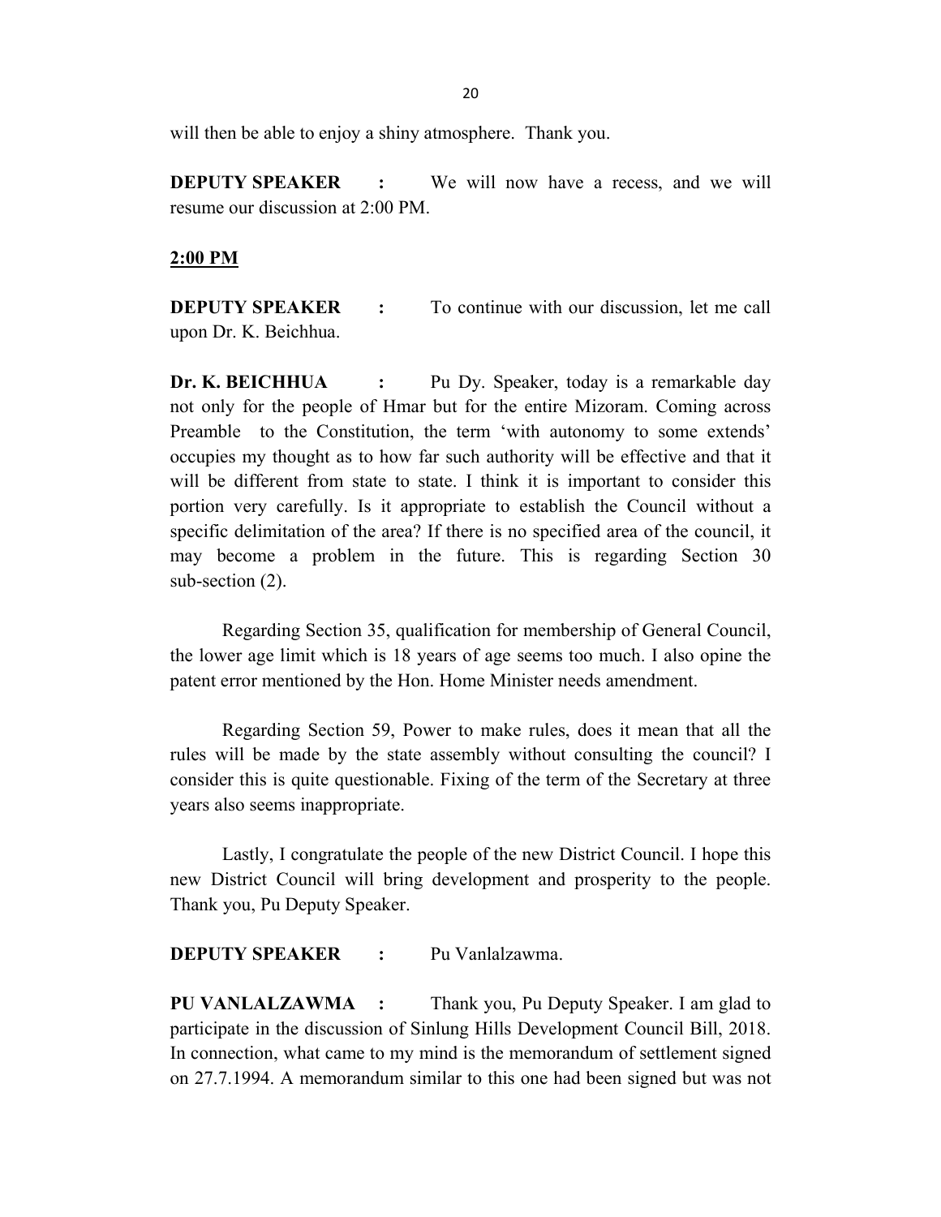will then be able to enjoy a shiny atmosphere. Thank you.

**DEPUTY SPEAKER :** We will now have a recess, and we will resume our discussion at 2:00 PM.

**2:00 PM**

**DEPUTY SPEAKER :** To continue with our discussion, let me call upon Dr. K. Beichhua.

**Dr. K. BEICHHUA :** Pu Dy. Speaker, today is a remarkable day not only for the people of Hmar but for the entire Mizoram. Coming across Preamble to the Constitution, the term 'with autonomy to some extends' occupies my thought as to how far such authority will be effective and that it will be different from state to state. I think it is important to consider this portion very carefully. Is it appropriate to establish the Council without a specific delimitation of the area? If there is no specified area of the council, it may become a problem in the future. This is regarding Section 30 sub-section (2).

Regarding Section 35, qualification for membership of General Council, the lower age limit which is 18 years of age seems too much. I also opine the patent error mentioned by the Hon. Home Minister needs amendment.

Regarding Section 59, Power to make rules, does it mean that all the rules will be made by the state assembly without consulting the council? I consider this is quite questionable. Fixing of the term of the Secretary at three years also seems inappropriate.

Lastly, I congratulate the people of the new District Council. I hope this new District Council will bring development and prosperity to the people. Thank you, Pu Deputy Speaker.

**DEPUTY SPEAKER :** Pu Vanlalzawma.

**PU VANLALZAWMA :** Thank you, Pu Deputy Speaker. I am glad to participate in the discussion of Sinlung Hills Development Council Bill, 2018. In connection, what came to my mind is the memorandum of settlement signed on 27.7.1994. A memorandum similar to this one had been signed but was not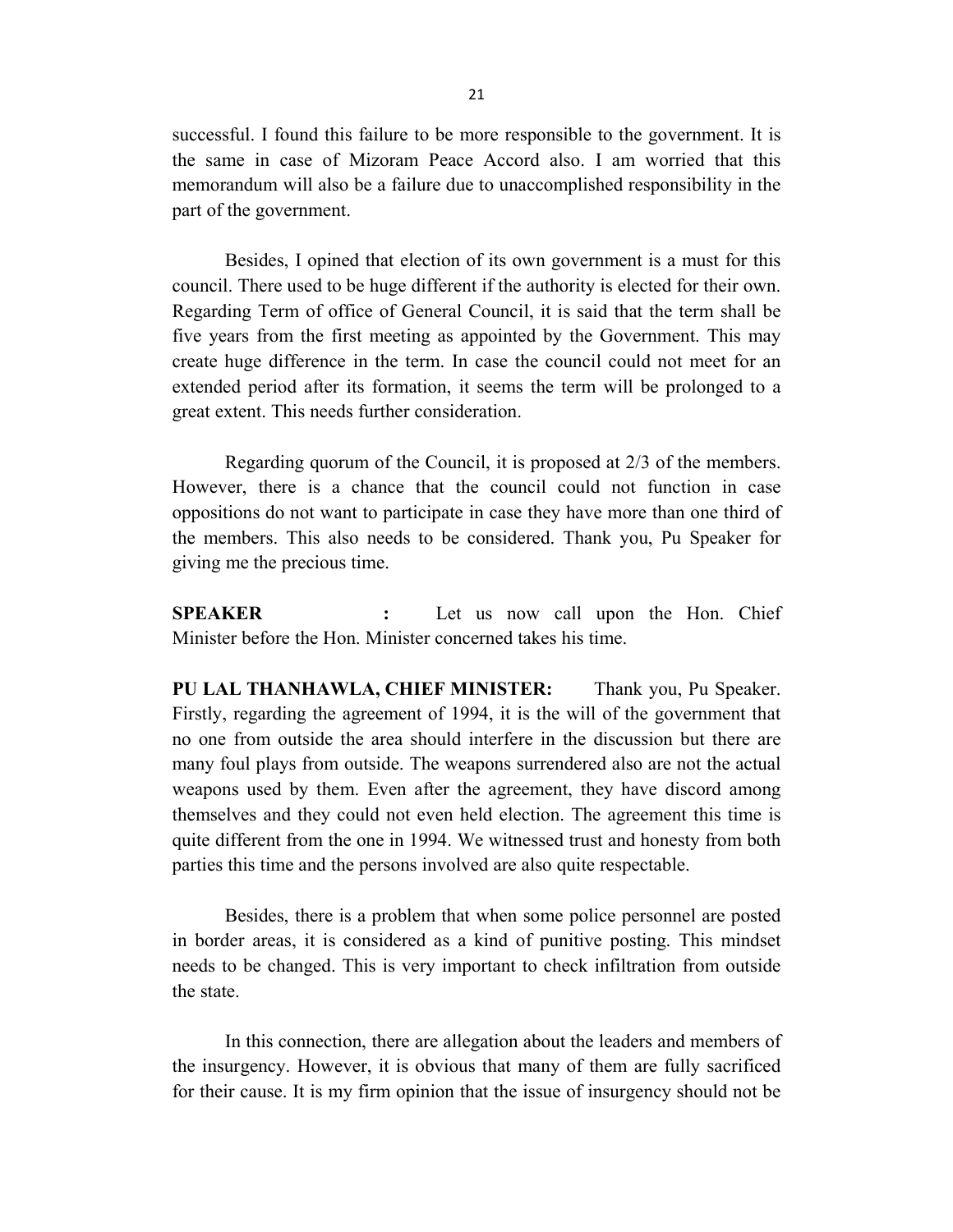successful. I found this failure to be more responsible to the government. It is the same in case of Mizoram Peace Accord also. I am worried that this memorandum will also be a failure due to unaccomplished responsibility in the part of the government.

Besides, I opined that election of its own government is a must for this council. There used to be huge different if the authority is elected for their own. Regarding Term of office of General Council, it is said that the term shall be five years from the first meeting as appointed by the Government. This may create huge difference in the term. In case the council could not meet for an extended period after its formation, it seems the term will be prolonged to a great extent. This needs further consideration.

Regarding quorum of the Council, it is proposed at 2/3 of the members. However, there is a chance that the council could not function in case oppositions do not want to participate in case they have more than one third of the members. This also needs to be considered. Thank you, Pu Speaker for giving me the precious time.

**SPEAKER :** Let us now call upon the Hon. Chief Minister before the Hon. Minister concerned takes his time.

**PU LAL THANHAWLA, CHIEF MINISTER:** Thank you, Pu Speaker. Firstly, regarding the agreement of 1994, it is the will of the government that no one from outside the area should interfere in the discussion but there are many foul plays from outside. The weapons surrendered also are not the actual weapons used by them. Even after the agreement, they have discord among themselves and they could not even held election. The agreement this time is quite different from the one in 1994. We witnessed trust and honesty from both parties this time and the persons involved are also quite respectable.

Besides, there is a problem that when some police personnel are posted in border areas, it is considered as a kind of punitive posting. This mindset needs to be changed. This is very important to check infiltration from outside the state.

In this connection, there are allegation about the leaders and members of the insurgency. However, it is obvious that many of them are fully sacrificed for their cause. It is my firm opinion that the issue of insurgency should not be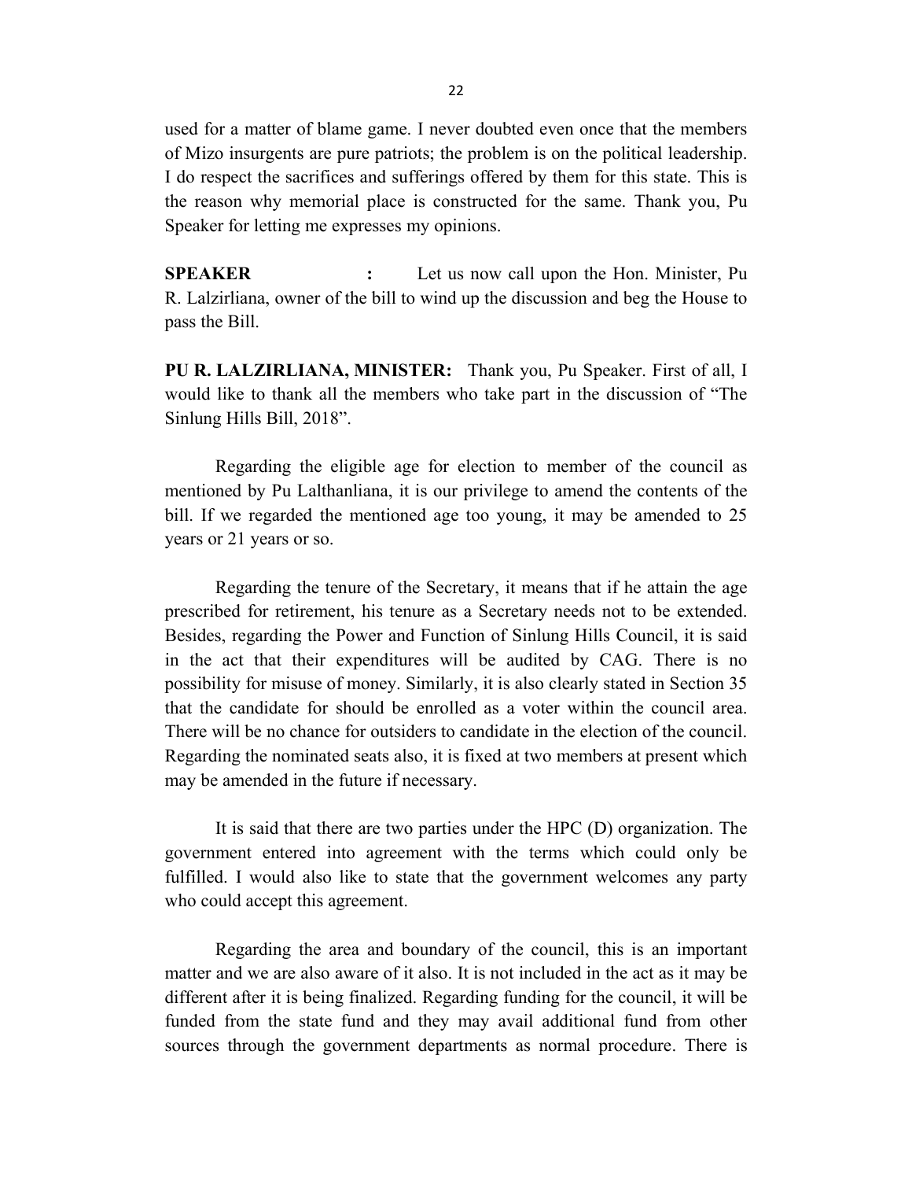used for a matter of blame game. I never doubted even once that the members of Mizo insurgents are pure patriots; the problem is on the political leadership. I do respect the sacrifices and sufferings offered by them for this state. This is the reason why memorial place is constructed for the same. Thank you, Pu Speaker for letting me expresses my opinions.

**SPEAKER :** Let us now call upon the Hon. Minister, Pu R. Lalzirliana, owner of the bill to wind up the discussion and beg the House to pass the Bill.

**PU R. LALZIRLIANA, MINISTER:** Thank you, Pu Speaker. First of all, I would like to thank all the members who take part in the discussion of "The Sinlung Hills Bill, 2018".

Regarding the eligible age for election to member of the council as mentioned by Pu Lalthanliana, it is our privilege to amend the contents of the bill. If we regarded the mentioned age too young, it may be amended to 25 years or 21 years or so.

Regarding the tenure of the Secretary, it means that if he attain the age prescribed for retirement, his tenure as a Secretary needs not to be extended. Besides, regarding the Power and Function of Sinlung Hills Council, it is said in the act that their expenditures will be audited by CAG. There is no possibility for misuse of money. Similarly, it is also clearly stated in Section 35 that the candidate for should be enrolled as a voter within the council area. There will be no chance for outsiders to candidate in the election of the council. Regarding the nominated seats also, it is fixed at two members at present which may be amended in the future if necessary.

It is said that there are two parties under the HPC (D) organization. The government entered into agreement with the terms which could only be fulfilled. I would also like to state that the government welcomes any party who could accept this agreement.

Regarding the area and boundary of the council, this is an important matter and we are also aware of it also. It is not included in the act as it may be different after it is being finalized. Regarding funding for the council, it will be funded from the state fund and they may avail additional fund from other sources through the government departments as normal procedure. There is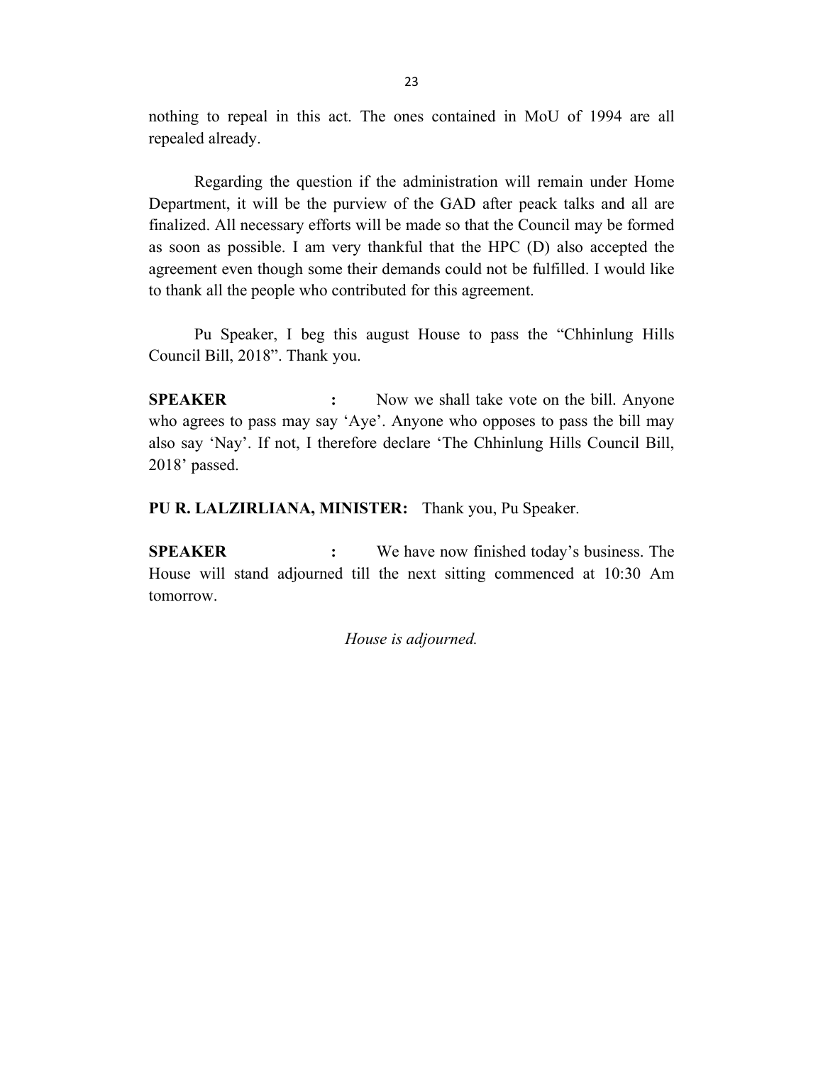nothing to repeal in this act. The ones contained in MoU of 1994 are all repealed already.

Regarding the question if the administration will remain under Home Department, it will be the purview of the GAD after peack talks and all are finalized. All necessary efforts will be made so that the Council may be formed as soon as possible. I am very thankful that the HPC (D) also accepted the agreement even though some their demands could not be fulfilled. I would like to thank all the people who contributed for this agreement.

Pu Speaker, I beg this august House to pass the "Chhinlung Hills Council Bill, 2018". Thank you.

**SPEAKER :** Now we shall take vote on the bill. Anyone who agrees to pass may say 'Aye'. Anyone who opposes to pass the bill may also say 'Nay'. If not, I therefore declare 'The Chhinlung Hills Council Bill, 2018' passed.

**PU R. LALZIRLIANA, MINISTER:** Thank you, Pu Speaker.

**SPEAKER :** We have now finished today's business. The House will stand adjourned till the next sitting commenced at 10:30 Am tomorrow.

*House is adjourned.*